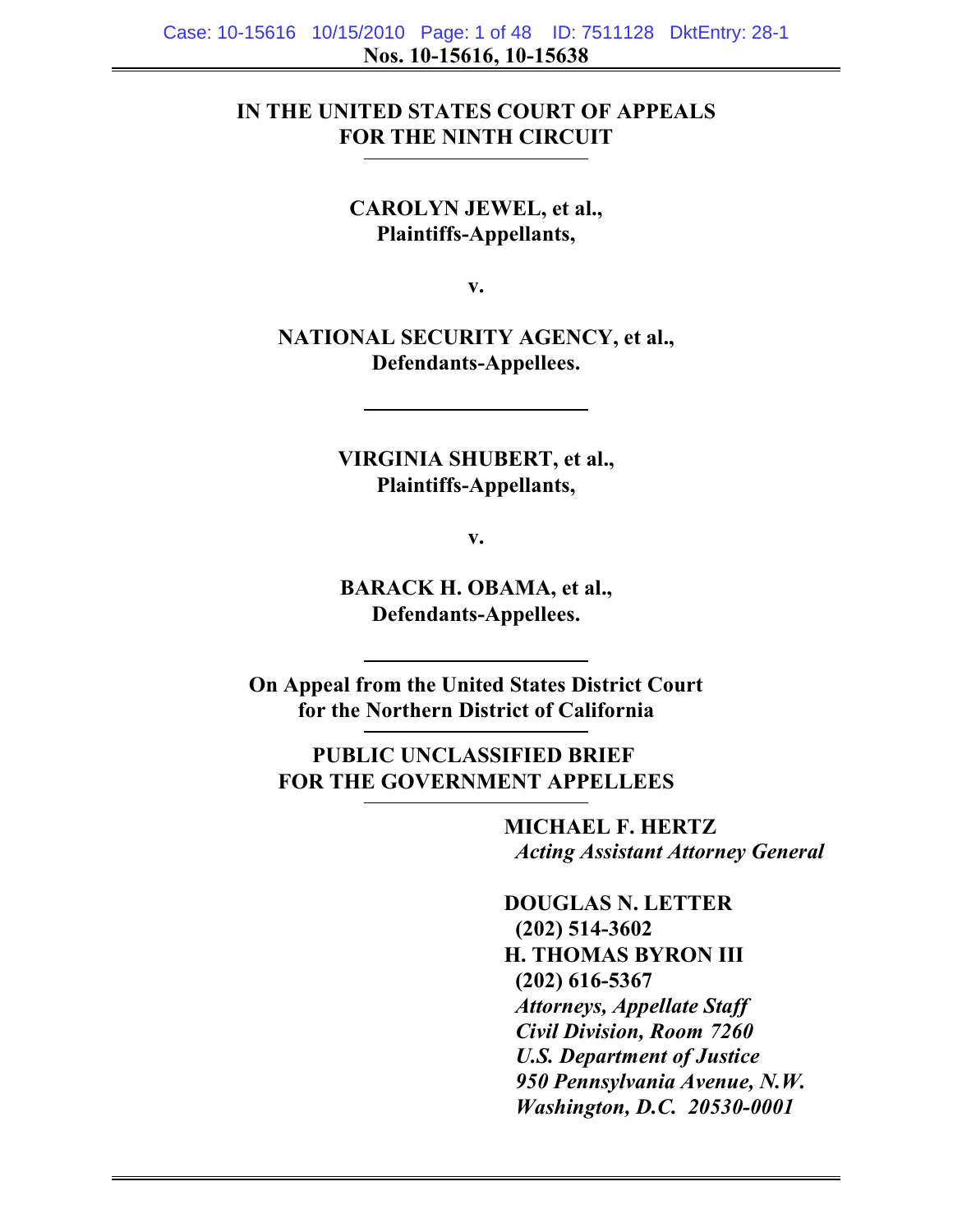**Nos. 10-15616, 10-15638**

---

**IN THE UNITED STATES COURT OF APPEALS**
**FOR THE NINTH CIRCUIT**

---

**CAROLYN JEWEL, et al.,**
**Plaintiffs-Appellants,**

**v.**

**NATIONAL SECURITY AGENCY, et al.,**
**Defendants-Appellees.**

---

**VIRGINIA SHUBERT, et al.,**
**Plaintiffs-Appellants,**

**v.**

**BARACK H. OBAMA, et al.,**
**Defendants-Appellees.**

---

**On Appeal from the United States District Court**
**for the Northern District of California**

---

**PUBLIC UNCLASSIFIED BRIEF**
**FOR THE GOVERNMENT APPELLEES**

---

**MICHAEL F. HERTZ**
***Acting Assistant Attorney General***

**DOUGLAS N. LETTER**
**(202) 514-3602**
**H. THOMAS BYRON III**
**(202) 616-5367**
***Attorneys, Appellate Staff***
***Civil Division, Room 7260***
***U.S. Department of Justice***
***950 Pennsylvania Avenue, N.W.***
***Washington, D.C. 20530-0001***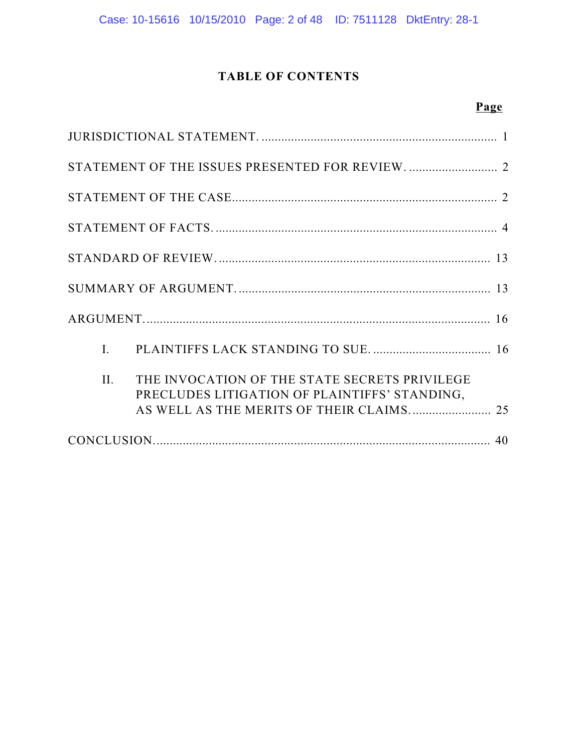# TABLE OF CONTENTS

| | Page |
|---|---|
| JURISDICTIONAL STATEMENT | 1 |
| STATEMENT OF THE ISSUES PRESENTED FOR REVIEW | 2 |
| STATEMENT OF THE CASE | 2 |
| STATEMENT OF FACTS | 4 |
| STANDARD OF REVIEW | 13 |
| SUMMARY OF ARGUMENT | 13 |
| ARGUMENT | 16 |
| I. PLAINTIFFS LACK STANDING TO SUE | 16 |
| II. THE INVOCATION OF THE STATE SECRETS PRIVILEGE PRECLUDES LITIGATION OF PLAINTIFFS' STANDING, AS WELL AS THE MERITS OF THEIR CLAIMS | 25 |
| CONCLUSION | 40 |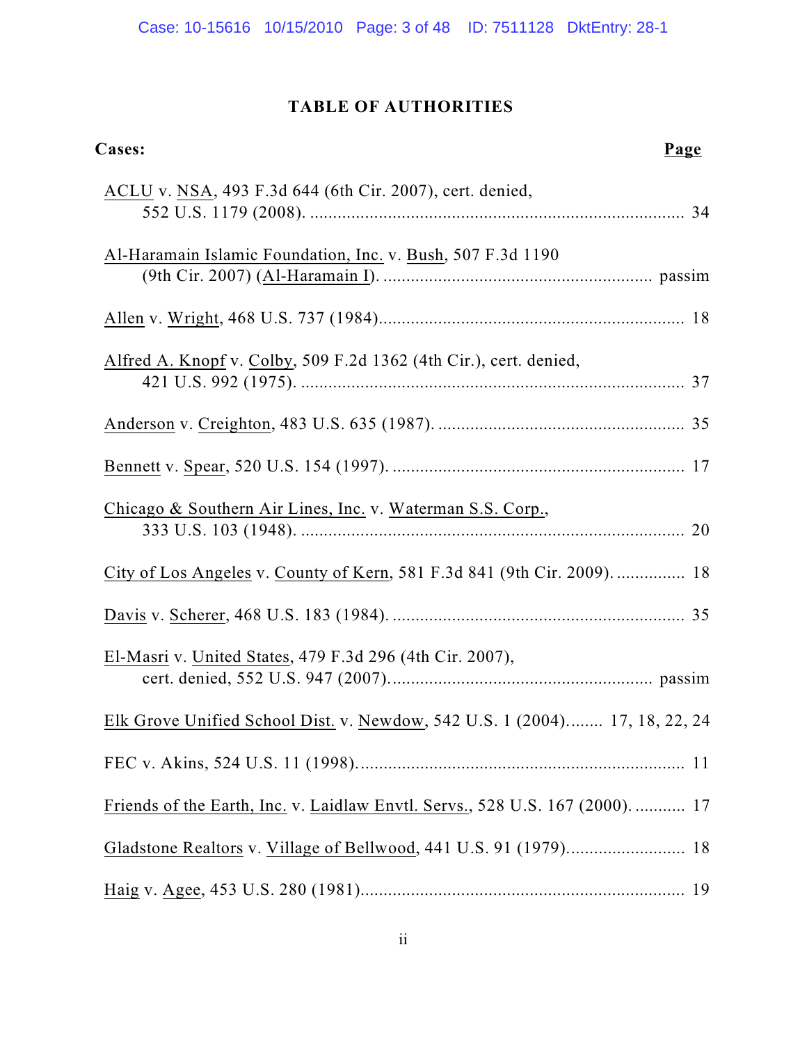# TABLE OF AUTHORITIES

**Cases:** **Page**

ACLU v. NSA, 493 F.3d 644 (6th Cir. 2007), cert. denied, 552 U.S. 1179 (2008). .................................................................................. 34

Al-Haramain Islamic Foundation, Inc. v. Bush, 507 F.3d 1190 (9th Cir. 2007) (Al-Haramain I). .......................................................... passim

Allen v. Wright, 468 U.S. 737 (1984).................................................................. 18

Alfred A. Knopf v. Colby, 509 F.2d 1362 (4th Cir.), cert. denied, 421 U.S. 992 (1975). .................................................................................... 37

Anderson v. Creighton, 483 U.S. 635 (1987). ..................................................... 35

Bennett v. Spear, 520 U.S. 154 (1997). ............................................................... 17

Chicago & Southern Air Lines, Inc. v. Waterman S.S. Corp., 333 U.S. 103 (1948). .................................................................................... 20

City of Los Angeles v. County of Kern, 581 F.3d 841 (9th Cir. 2009). ............... 18

Davis v. Scherer, 468 U.S. 183 (1984). ............................................................... 35

El-Masri v. United States, 479 F.3d 296 (4th Cir. 2007), cert. denied, 552 U.S. 947 (2007)......................................................... passim

Elk Grove Unified School Dist. v. Newdow, 542 U.S. 1 (2004)........ 17, 18, 22, 24

FEC v. Akins, 524 U.S. 11 (1998)...................................................................... 11

Friends of the Earth, Inc. v. Laidlaw Envtl. Servs., 528 U.S. 167 (2000). ........... 17

Gladstone Realtors v. Village of Bellwood, 441 U.S. 91 (1979)......................... 18

Haig v. Agee, 453 U.S. 280 (1981)...................................................................... 19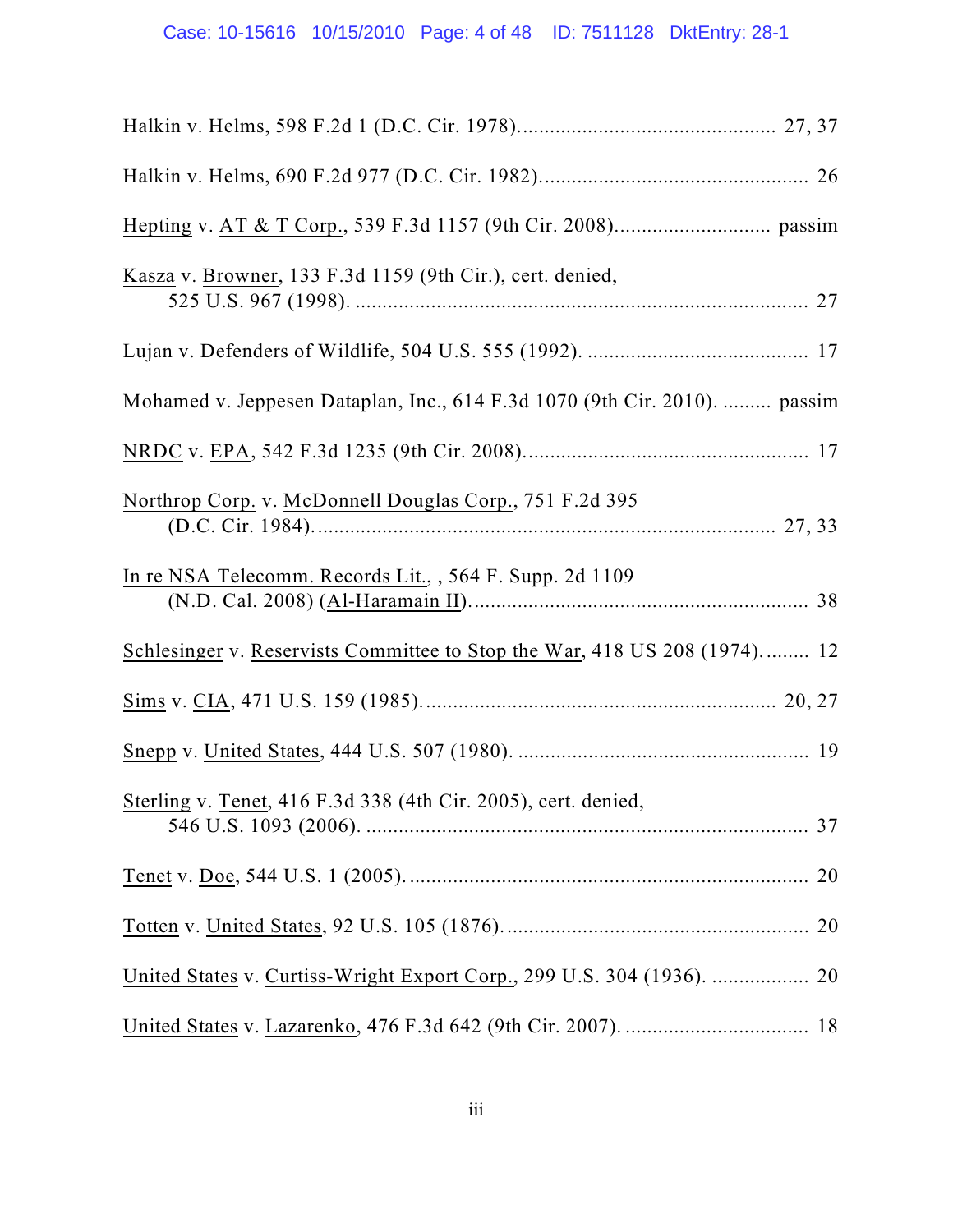Halkin v. Helms, 598 F.2d 1 (D.C. Cir. 1978)............................................... 27, 37

Halkin v. Helms, 690 F.2d 977 (D.C. Cir. 1982)................................................ 26

Hepting v. AT & T Corp., 539 F.3d 1157 (9th Cir. 2008)............................ passim

Kasza v. Browner, 133 F.3d 1159 (9th Cir.), cert. denied, 525 U.S. 967 (1998). .................................................................................... 27

Lujan v. Defenders of Wildlife, 504 U.S. 555 (1992). ........................................ 17

Mohamed v. Jeppesen Dataplan, Inc., 614 F.3d 1070 (9th Cir. 2010). ......... passim

NRDC v. EPA, 542 F.3d 1235 (9th Cir. 2008).................................................... 17

Northrop Corp. v. McDonnell Douglas Corp., 751 F.2d 395 (D.C. Cir. 1984)..................................................................................... 27, 33

In re NSA Telecomm. Records Lit., , 564 F. Supp. 2d 1109 (N.D. Cal. 2008) (Al-Haramain II).............................................................. 38

Schlesinger v. Reservists Committee to Stop the War, 418 US 208 (1974)......... 12

Sims v. CIA, 471 U.S. 159 (1985)................................................................. 20, 27

Snepp v. United States, 444 U.S. 507 (1980). ..................................................... 19

Sterling v. Tenet, 416 F.3d 338 (4th Cir. 2005), cert. denied, 546 U.S. 1093 (2006). .................................................................................. 37

Tenet v. Doe, 544 U.S. 1 (2005)........................................................................... 20

Totten v. United States, 92 U.S. 105 (1876)........................................................ 20

United States v. Curtiss-Wright Export Corp., 299 U.S. 304 (1936). .................. 20

United States v. Lazarenko, 476 F.3d 642 (9th Cir. 2007). .................................. 18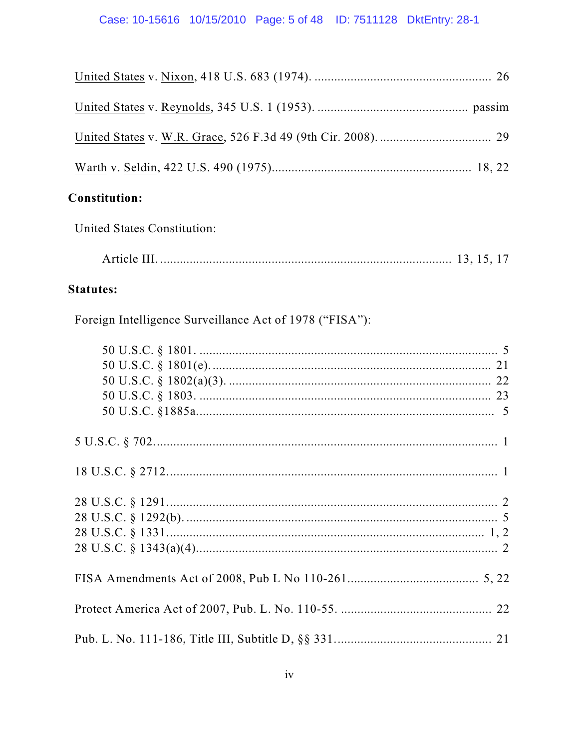United States v. Nixon, 418 U.S. 683 (1974). .................................................... 26

United States v. Reynolds, 345 U.S. 1 (1953). ............................................. passim

United States v. W.R. Grace, 526 F.3d 49 (9th Cir. 2008). ................................. 29

Warth v. Seldin, 422 U.S. 490 (1975)............................................................ 18, 22

**Constitution:**

United States Constitution:

Article III. ....................................................................................... 13, 15, 17

**Statutes:**

Foreign Intelligence Surveillance Act of 1978 ("FISA"):

50 U.S.C. § 1801. .......................................................................................... 5
50 U.S.C. § 1801(e). .................................................................................... 21
50 U.S.C. § 1802(a)(3). ............................................................................... 22
50 U.S.C. § 1803. ........................................................................................ 23
50 U.S.C. §1885a. ......................................................................................... 5

5 U.S.C. § 702. ................................................................................................ 1

18 U.S.C. § 2712. ............................................................................................ 1

28 U.S.C. § 1291. ............................................................................................ 2
28 U.S.C. § 1292(b). ........................................................................................ 5
28 U.S.C. § 1331. ......................................................................................... 1, 2
28 U.S.C. § 1343(a)(4). ..................................................................................... 2

FISA Amendments Act of 2008, Pub L No 110-261....................................... 5, 22

Protect America Act of 2007, Pub. L. No. 110-55. ............................................. 22

Pub. L. No. 111-186, Title III, Subtitle D, §§ 331 ............................................... 21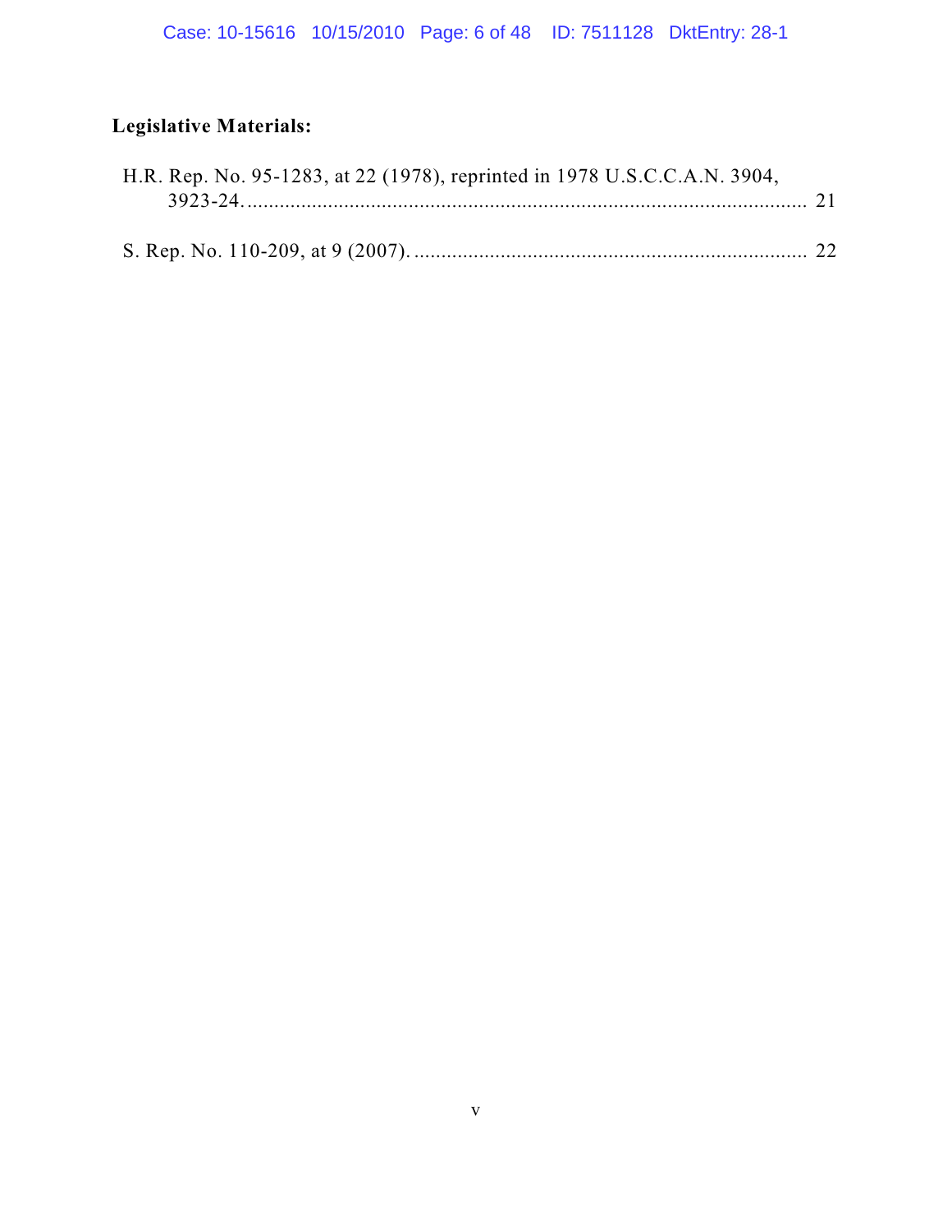**Legislative Materials:**

H.R. Rep. No. 95-1283, at 22 (1978), reprinted in 1978 U.S.C.C.A.N. 3904, 3923-24. .......................................................................................................... 21

S. Rep. No. 110-209, at 9 (2007). ......................................................................... 22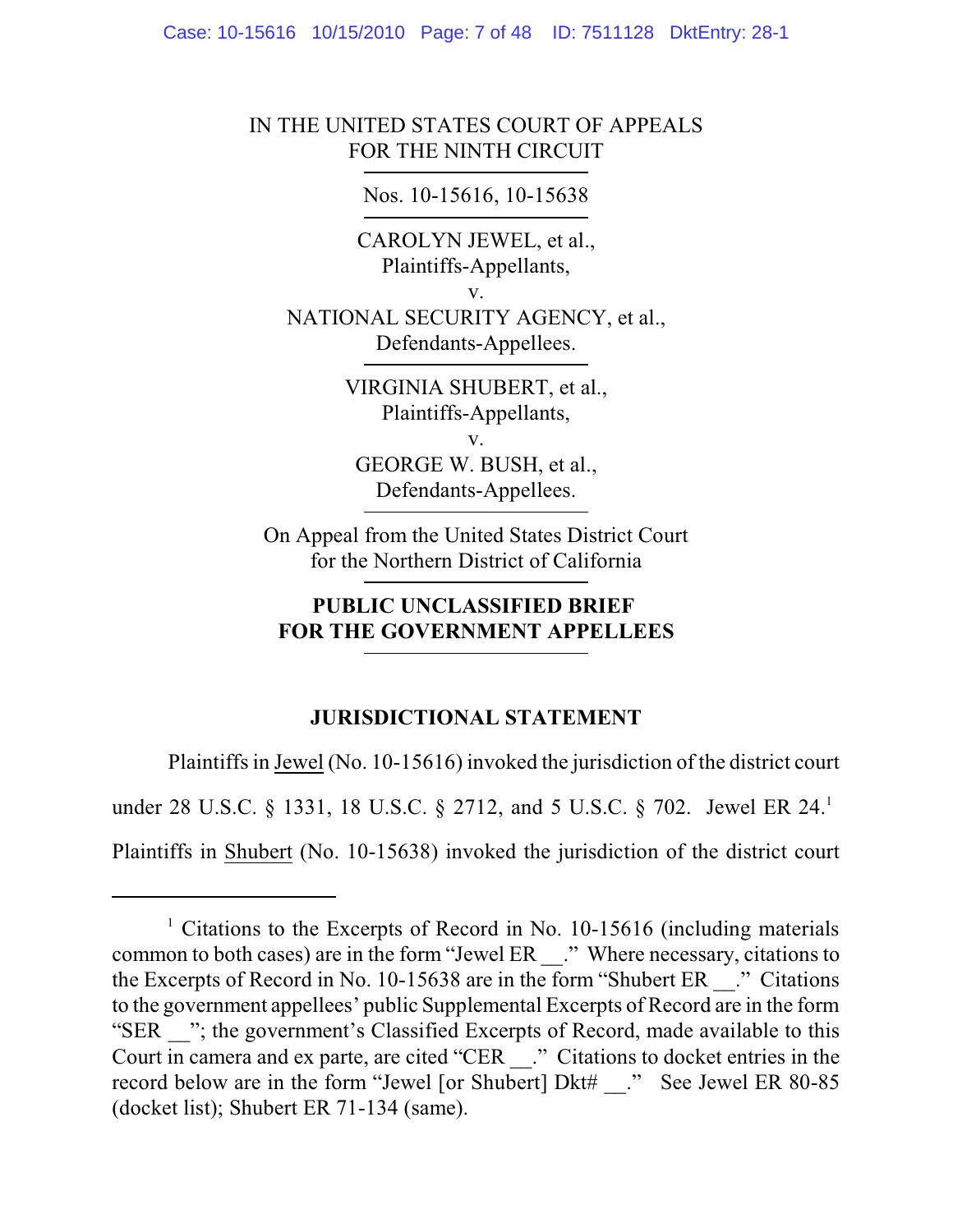IN THE UNITED STATES COURT OF APPEALS
FOR THE NINTH CIRCUIT

Nos. 10-15616, 10-15638

CAROLYN JEWEL, et al.,
Plaintiffs-Appellants,
v.
NATIONAL SECURITY AGENCY, et al.,
Defendants-Appellees.

VIRGINIA SHUBERT, et al.,
Plaintiffs-Appellants,
v.
GEORGE W. BUSH, et al.,
Defendants-Appellees.

On Appeal from the United States District Court
for the Northern District of California

**PUBLIC UNCLASSIFIED BRIEF**
**FOR THE GOVERNMENT APPELLEES**

## JURISDICTIONAL STATEMENT

Plaintiffs in Jewel (No. 10-15616) invoked the jurisdiction of the district court under 28 U.S.C. § 1331, 18 U.S.C. § 2712, and 5 U.S.C. § 702. Jewel ER 24.[1] Plaintiffs in Shubert (No. 10-15638) invoked the jurisdiction of the district court

---

[1] Citations to the Excerpts of Record in No. 10-15616 (including materials common to both cases) are in the form "Jewel ER __." Where necessary, citations to the Excerpts of Record in No. 10-15638 are in the form "Shubert ER __." Citations to the government appellees' public Supplemental Excerpts of Record are in the form "SER __"; the government's Classified Excerpts of Record, made available to this Court in camera and ex parte, are cited "CER __." Citations to docket entries in the record below are in the form "Jewel [or Shubert] Dkt# __." See Jewel ER 80-85 (docket list); Shubert ER 71-134 (same).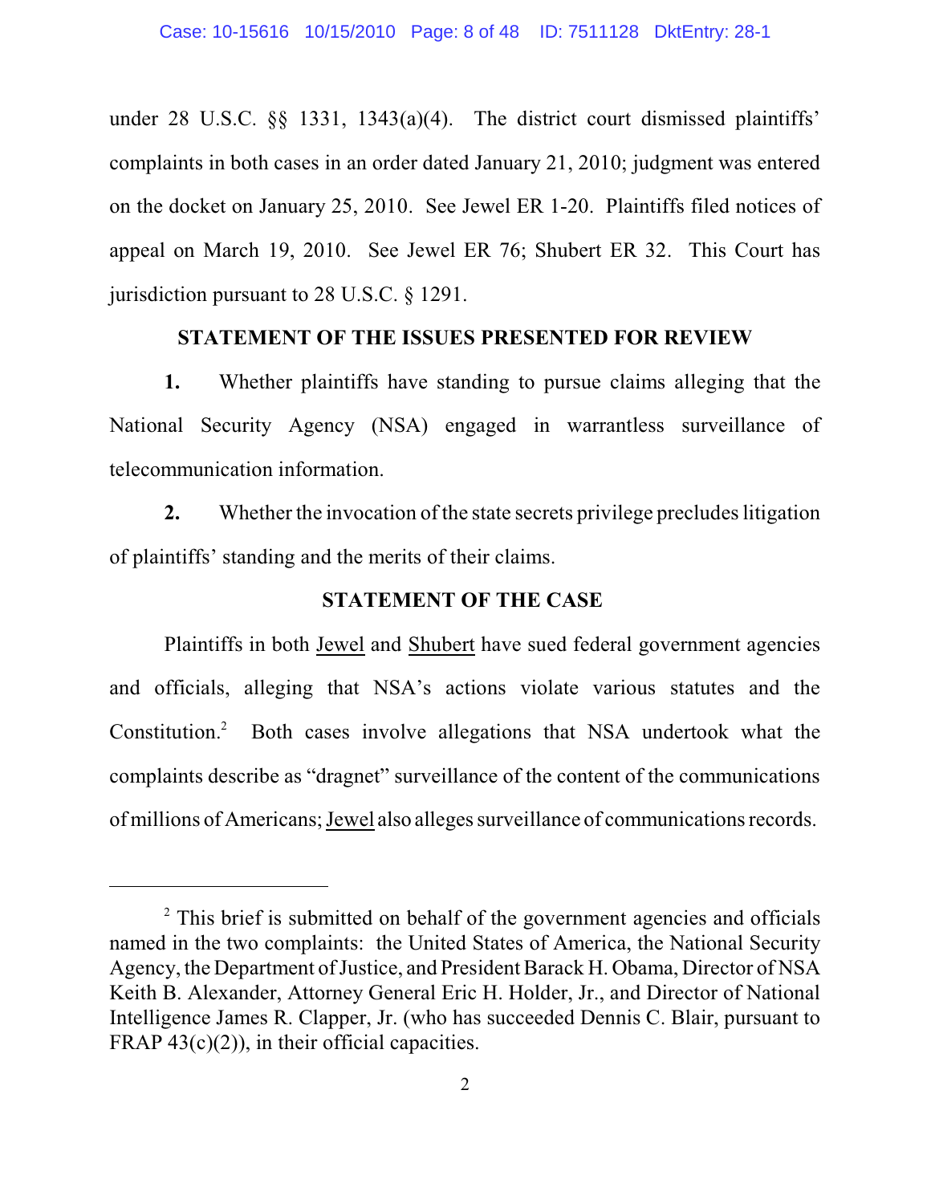under 28 U.S.C. §§ 1331, 1343(a)(4). The district court dismissed plaintiffs' complaints in both cases in an order dated January 21, 2010; judgment was entered on the docket on January 25, 2010. See Jewel ER 1-20. Plaintiffs filed notices of appeal on March 19, 2010. See Jewel ER 76; Shubert ER 32. This Court has jurisdiction pursuant to 28 U.S.C. § 1291.

## STATEMENT OF THE ISSUES PRESENTED FOR REVIEW

**1.** Whether plaintiffs have standing to pursue claims alleging that the National Security Agency (NSA) engaged in warrantless surveillance of telecommunication information.

**2.** Whether the invocation of the state secrets privilege precludes litigation of plaintiffs' standing and the merits of their claims.

## STATEMENT OF THE CASE

Plaintiffs in both Jewel and Shubert have sued federal government agencies and officials, alleging that NSA's actions violate various statutes and the Constitution.[2] Both cases involve allegations that NSA undertook what the complaints describe as "dragnet" surveillance of the content of the communications of millions of Americans; Jewel also alleges surveillance of communications records.

---

[2] This brief is submitted on behalf of the government agencies and officials named in the two complaints: the United States of America, the National Security Agency, the Department of Justice, and President Barack H. Obama, Director of NSA Keith B. Alexander, Attorney General Eric H. Holder, Jr., and Director of National Intelligence James R. Clapper, Jr. (who has succeeded Dennis C. Blair, pursuant to FRAP 43(c)(2)), in their official capacities.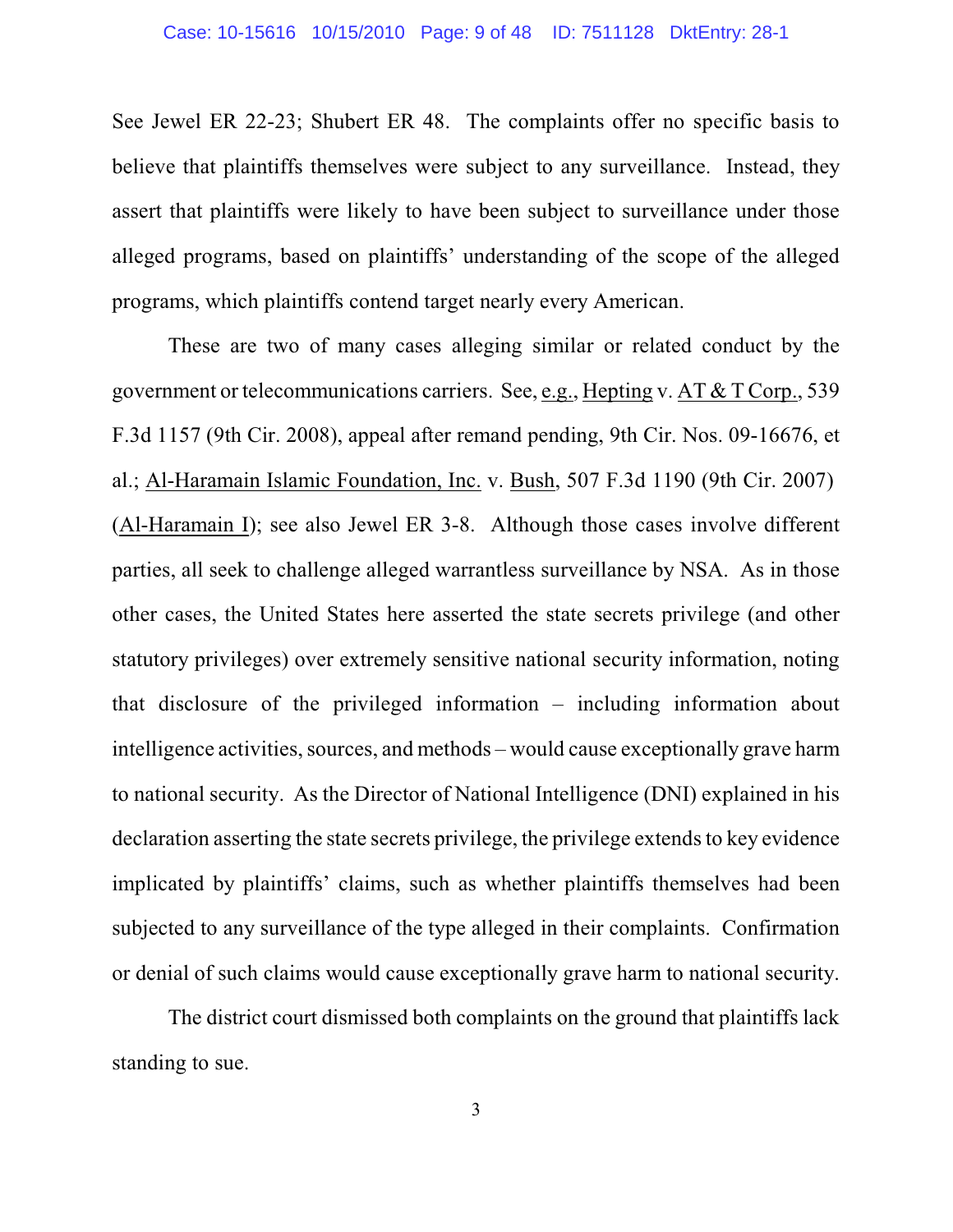See Jewel ER 22-23; Shubert ER 48. The complaints offer no specific basis to believe that plaintiffs themselves were subject to any surveillance. Instead, they assert that plaintiffs were likely to have been subject to surveillance under those alleged programs, based on plaintiffs' understanding of the scope of the alleged programs, which plaintiffs contend target nearly every American.

These are two of many cases alleging similar or related conduct by the government or telecommunications carriers. See, e.g., Hepting v. AT & T Corp., 539 F.3d 1157 (9th Cir. 2008), appeal after remand pending, 9th Cir. Nos. 09-16676, et al.; Al-Haramain Islamic Foundation, Inc. v. Bush, 507 F.3d 1190 (9th Cir. 2007) (Al-Haramain I); see also Jewel ER 3-8. Although those cases involve different parties, all seek to challenge alleged warrantless surveillance by NSA. As in those other cases, the United States here asserted the state secrets privilege (and other statutory privileges) over extremely sensitive national security information, noting that disclosure of the privileged information – including information about intelligence activities, sources, and methods – would cause exceptionally grave harm to national security. As the Director of National Intelligence (DNI) explained in his declaration asserting the state secrets privilege, the privilege extends to key evidence implicated by plaintiffs' claims, such as whether plaintiffs themselves had been subjected to any surveillance of the type alleged in their complaints. Confirmation or denial of such claims would cause exceptionally grave harm to national security.

The district court dismissed both complaints on the ground that plaintiffs lack standing to sue.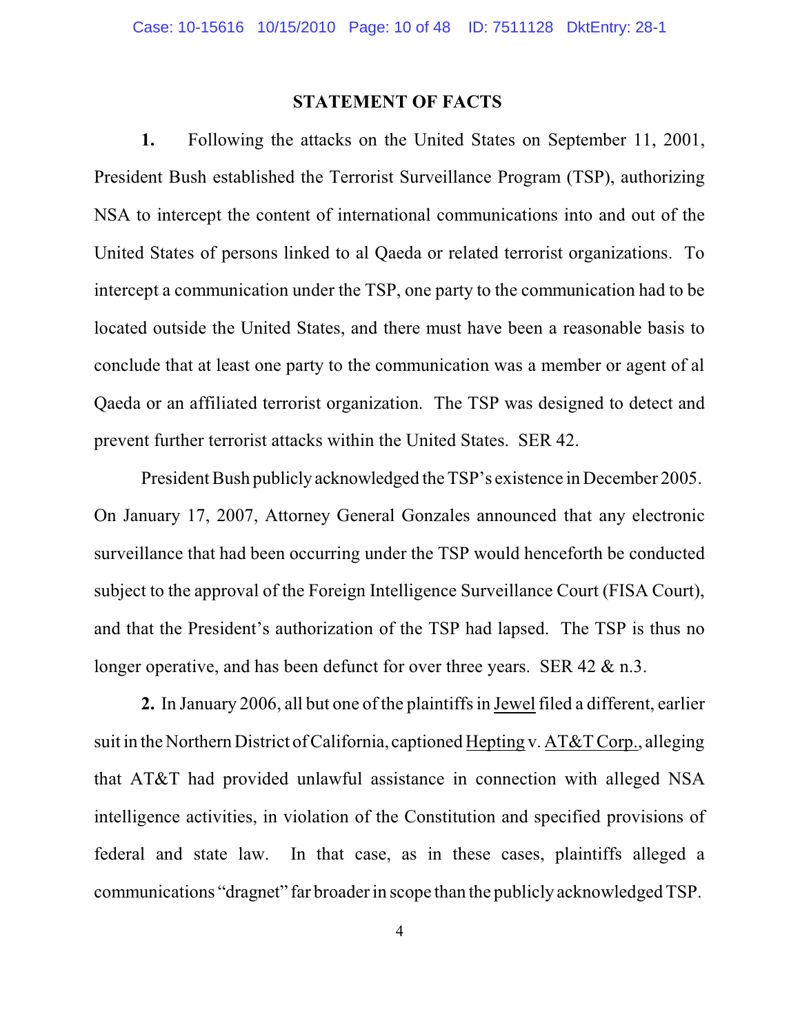## STATEMENT OF FACTS

**1.** Following the attacks on the United States on September 11, 2001, President Bush established the Terrorist Surveillance Program (TSP), authorizing NSA to intercept the content of international communications into and out of the United States of persons linked to al Qaeda or related terrorist organizations. To intercept a communication under the TSP, one party to the communication had to be located outside the United States, and there must have been a reasonable basis to conclude that at least one party to the communication was a member or agent of al Qaeda or an affiliated terrorist organization. The TSP was designed to detect and prevent further terrorist attacks within the United States. SER 42.

President Bush publicly acknowledged the TSP's existence in December 2005. On January 17, 2007, Attorney General Gonzales announced that any electronic surveillance that had been occurring under the TSP would henceforth be conducted subject to the approval of the Foreign Intelligence Surveillance Court (FISA Court), and that the President's authorization of the TSP had lapsed. The TSP is thus no longer operative, and has been defunct for over three years. SER 42 & n.3.

**2.** In January 2006, all but one of the plaintiffs in Jewel filed a different, earlier suit in the Northern District of California, captioned Hepting v. AT&T Corp., alleging that AT&T had provided unlawful assistance in connection with alleged NSA intelligence activities, in violation of the Constitution and specified provisions of federal and state law. In that case, as in these cases, plaintiffs alleged a communications "dragnet" far broader in scope than the publicly acknowledged TSP.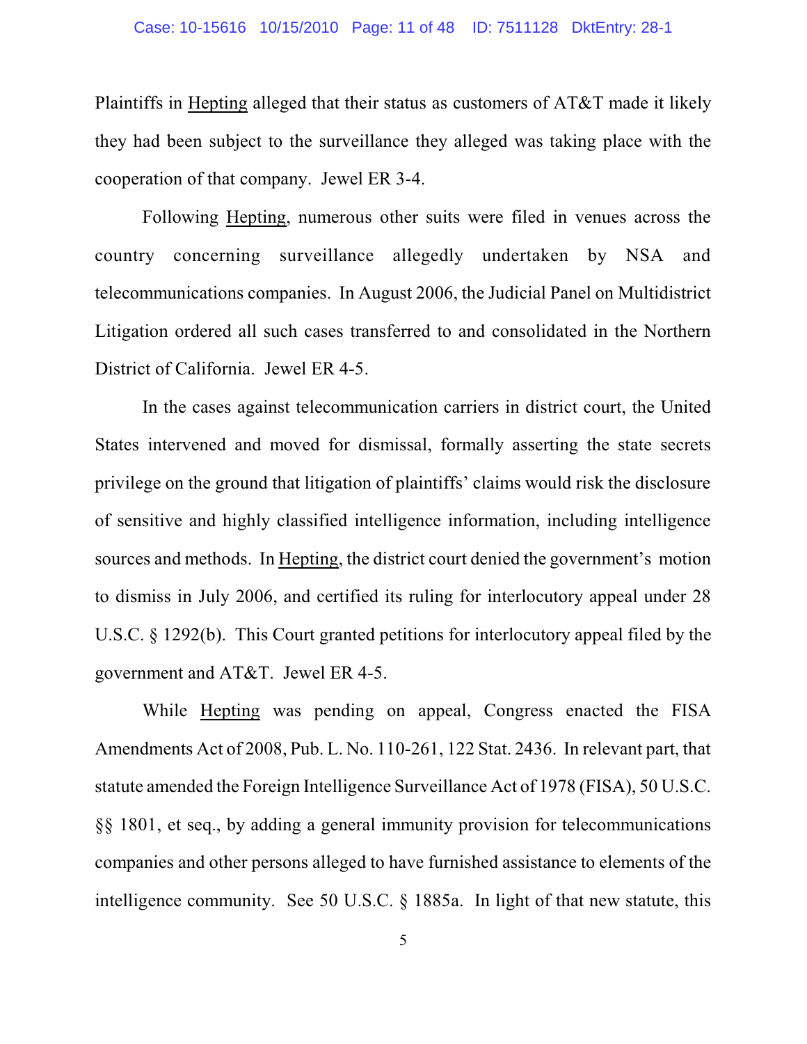Plaintiffs in Hepting alleged that their status as customers of AT&T made it likely they had been subject to the surveillance they alleged was taking place with the cooperation of that company. Jewel ER 3-4.

Following Hepting, numerous other suits were filed in venues across the country concerning surveillance allegedly undertaken by NSA and telecommunications companies. In August 2006, the Judicial Panel on Multidistrict Litigation ordered all such cases transferred to and consolidated in the Northern District of California. Jewel ER 4-5.

In the cases against telecommunication carriers in district court, the United States intervened and moved for dismissal, formally asserting the state secrets privilege on the ground that litigation of plaintiffs' claims would risk the disclosure of sensitive and highly classified intelligence information, including intelligence sources and methods. In Hepting, the district court denied the government's motion to dismiss in July 2006, and certified its ruling for interlocutory appeal under 28 U.S.C. § 1292(b). This Court granted petitions for interlocutory appeal filed by the government and AT&T. Jewel ER 4-5.

While Hepting was pending on appeal, Congress enacted the FISA Amendments Act of 2008, Pub. L. No. 110-261, 122 Stat. 2436. In relevant part, that statute amended the Foreign Intelligence Surveillance Act of 1978 (FISA), 50 U.S.C. §§ 1801, et seq., by adding a general immunity provision for telecommunications companies and other persons alleged to have furnished assistance to elements of the intelligence community. See 50 U.S.C. § 1885a. In light of that new statute, this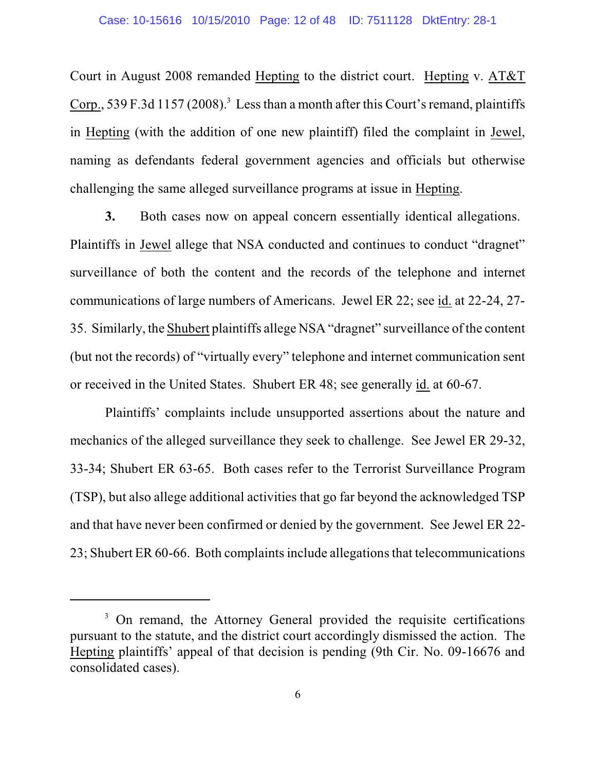Court in August 2008 remanded Hepting to the district court. Hepting v. AT&T Corp., 539 F.3d 1157 (2008).[3] Less than a month after this Court's remand, plaintiffs in Hepting (with the addition of one new plaintiff) filed the complaint in Jewel, naming as defendants federal government agencies and officials but otherwise challenging the same alleged surveillance programs at issue in Hepting.

**3.** Both cases now on appeal concern essentially identical allegations. Plaintiffs in Jewel allege that NSA conducted and continues to conduct "dragnet" surveillance of both the content and the records of the telephone and internet communications of large numbers of Americans. Jewel ER 22; see id. at 22-24, 27-35. Similarly, the Shubert plaintiffs allege NSA "dragnet" surveillance of the content (but not the records) of "virtually every" telephone and internet communication sent or received in the United States. Shubert ER 48; see generally id. at 60-67.

Plaintiffs' complaints include unsupported assertions about the nature and mechanics of the alleged surveillance they seek to challenge. See Jewel ER 29-32, 33-34; Shubert ER 63-65. Both cases refer to the Terrorist Surveillance Program (TSP), but also allege additional activities that go far beyond the acknowledged TSP and that have never been confirmed or denied by the government. See Jewel ER 22-23; Shubert ER 60-66. Both complaints include allegations that telecommunications

---

[3] On remand, the Attorney General provided the requisite certifications pursuant to the statute, and the district court accordingly dismissed the action. The Hepting plaintiffs' appeal of that decision is pending (9th Cir. No. 09-16676 and consolidated cases).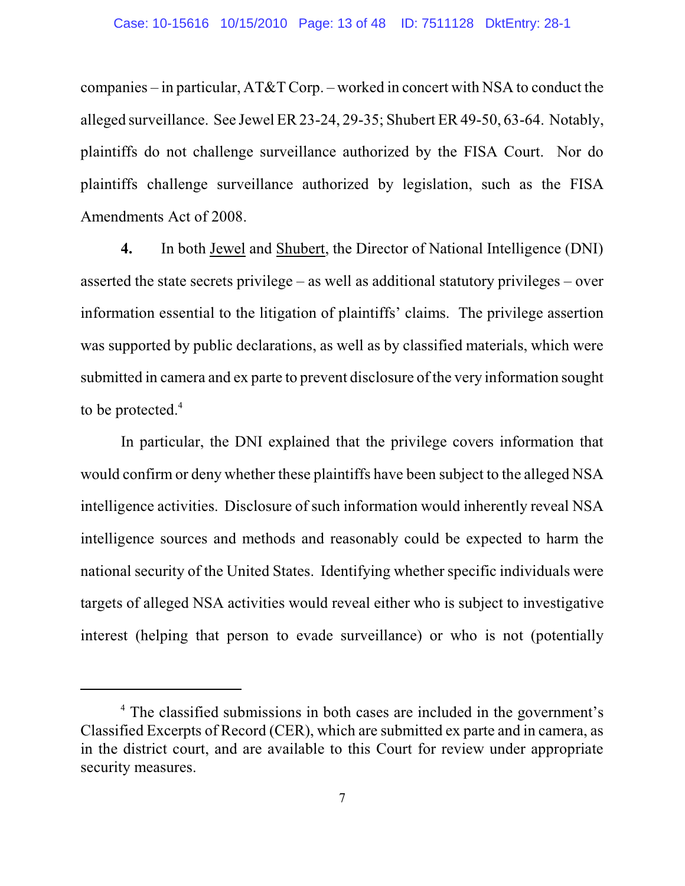companies – in particular, AT&T Corp. – worked in concert with NSA to conduct the alleged surveillance. See Jewel ER 23-24, 29-35; Shubert ER 49-50, 63-64. Notably, plaintiffs do not challenge surveillance authorized by the FISA Court. Nor do plaintiffs challenge surveillance authorized by legislation, such as the FISA Amendments Act of 2008.

**4.** In both Jewel and Shubert, the Director of National Intelligence (DNI) asserted the state secrets privilege – as well as additional statutory privileges – over information essential to the litigation of plaintiffs' claims. The privilege assertion was supported by public declarations, as well as by classified materials, which were submitted in camera and ex parte to prevent disclosure of the very information sought to be protected.[4]

In particular, the DNI explained that the privilege covers information that would confirm or deny whether these plaintiffs have been subject to the alleged NSA intelligence activities. Disclosure of such information would inherently reveal NSA intelligence sources and methods and reasonably could be expected to harm the national security of the United States. Identifying whether specific individuals were targets of alleged NSA activities would reveal either who is subject to investigative interest (helping that person to evade surveillance) or who is not (potentially

---

[4] The classified submissions in both cases are included in the government's Classified Excerpts of Record (CER), which are submitted ex parte and in camera, as in the district court, and are available to this Court for review under appropriate security measures.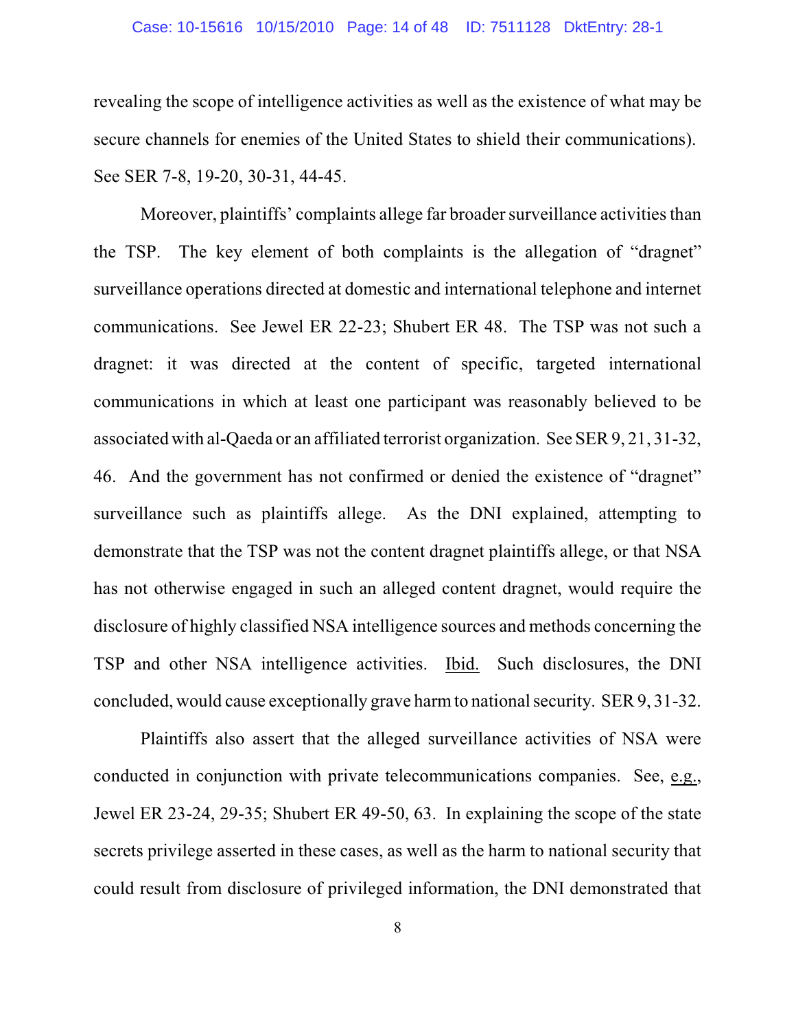revealing the scope of intelligence activities as well as the existence of what may be secure channels for enemies of the United States to shield their communications). See SER 7-8, 19-20, 30-31, 44-45.

Moreover, plaintiffs' complaints allege far broader surveillance activities than the TSP. The key element of both complaints is the allegation of "dragnet" surveillance operations directed at domestic and international telephone and internet communications. See Jewel ER 22-23; Shubert ER 48. The TSP was not such a dragnet: it was directed at the content of specific, targeted international communications in which at least one participant was reasonably believed to be associated with al-Qaeda or an affiliated terrorist organization. See SER 9, 21, 31-32, 46. And the government has not confirmed or denied the existence of "dragnet" surveillance such as plaintiffs allege. As the DNI explained, attempting to demonstrate that the TSP was not the content dragnet plaintiffs allege, or that NSA has not otherwise engaged in such an alleged content dragnet, would require the disclosure of highly classified NSA intelligence sources and methods concerning the TSP and other NSA intelligence activities. Ibid. Such disclosures, the DNI concluded, would cause exceptionally grave harm to national security. SER 9, 31-32.

Plaintiffs also assert that the alleged surveillance activities of NSA were conducted in conjunction with private telecommunications companies. See, e.g., Jewel ER 23-24, 29-35; Shubert ER 49-50, 63. In explaining the scope of the state secrets privilege asserted in these cases, as well as the harm to national security that could result from disclosure of privileged information, the DNI demonstrated that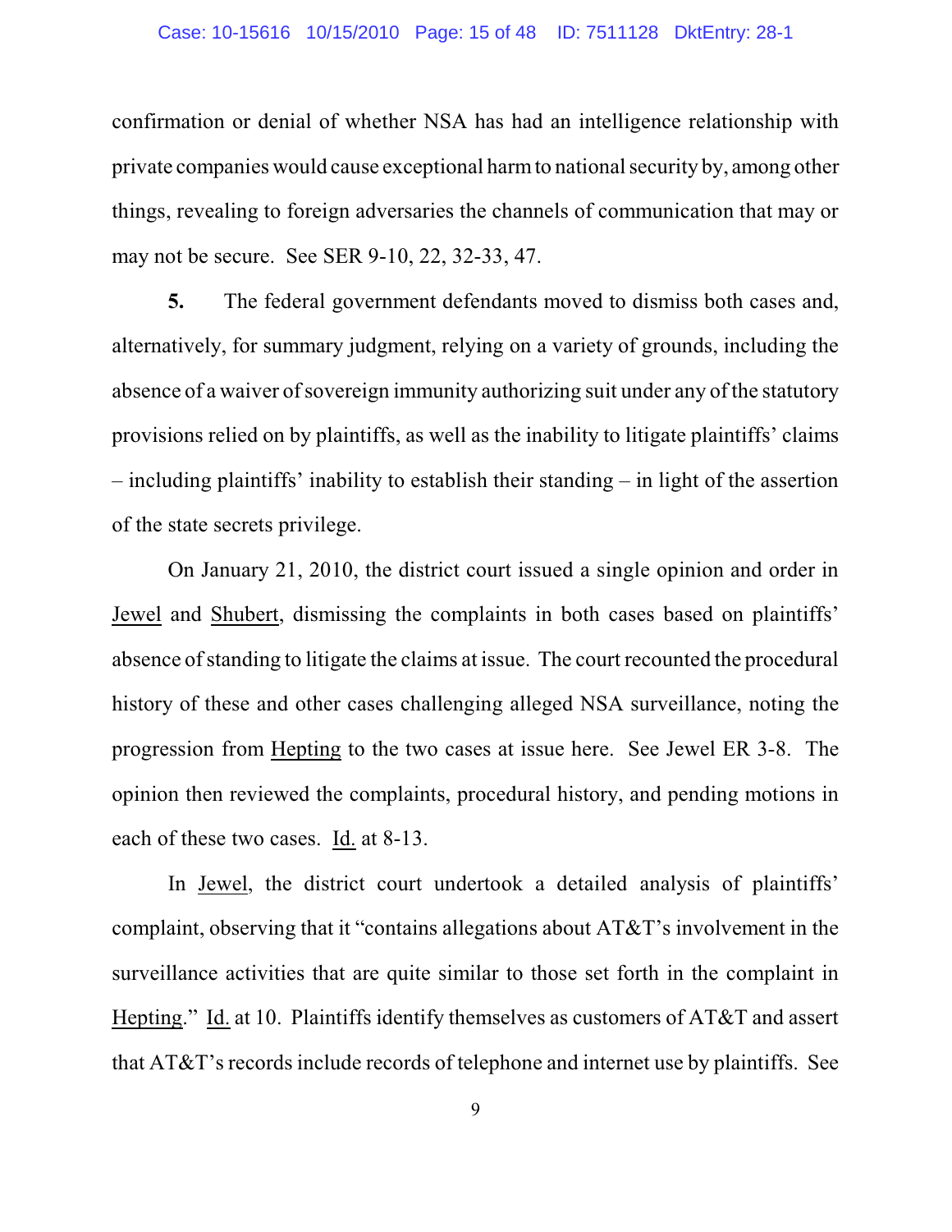confirmation or denial of whether NSA has had an intelligence relationship with private companies would cause exceptional harm to national security by, among other things, revealing to foreign adversaries the channels of communication that may or may not be secure. See SER 9-10, 22, 32-33, 47.

**5.** The federal government defendants moved to dismiss both cases and, alternatively, for summary judgment, relying on a variety of grounds, including the absence of a waiver of sovereign immunity authorizing suit under any of the statutory provisions relied on by plaintiffs, as well as the inability to litigate plaintiffs' claims – including plaintiffs' inability to establish their standing – in light of the assertion of the state secrets privilege.

On January 21, 2010, the district court issued a single opinion and order in Jewel and Shubert, dismissing the complaints in both cases based on plaintiffs' absence of standing to litigate the claims at issue. The court recounted the procedural history of these and other cases challenging alleged NSA surveillance, noting the progression from Hepting to the two cases at issue here. See Jewel ER 3-8. The opinion then reviewed the complaints, procedural history, and pending motions in each of these two cases. Id. at 8-13.

In Jewel, the district court undertook a detailed analysis of plaintiffs' complaint, observing that it "contains allegations about AT&T's involvement in the surveillance activities that are quite similar to those set forth in the complaint in Hepting." Id. at 10. Plaintiffs identify themselves as customers of AT&T and assert that AT&T's records include records of telephone and internet use by plaintiffs. See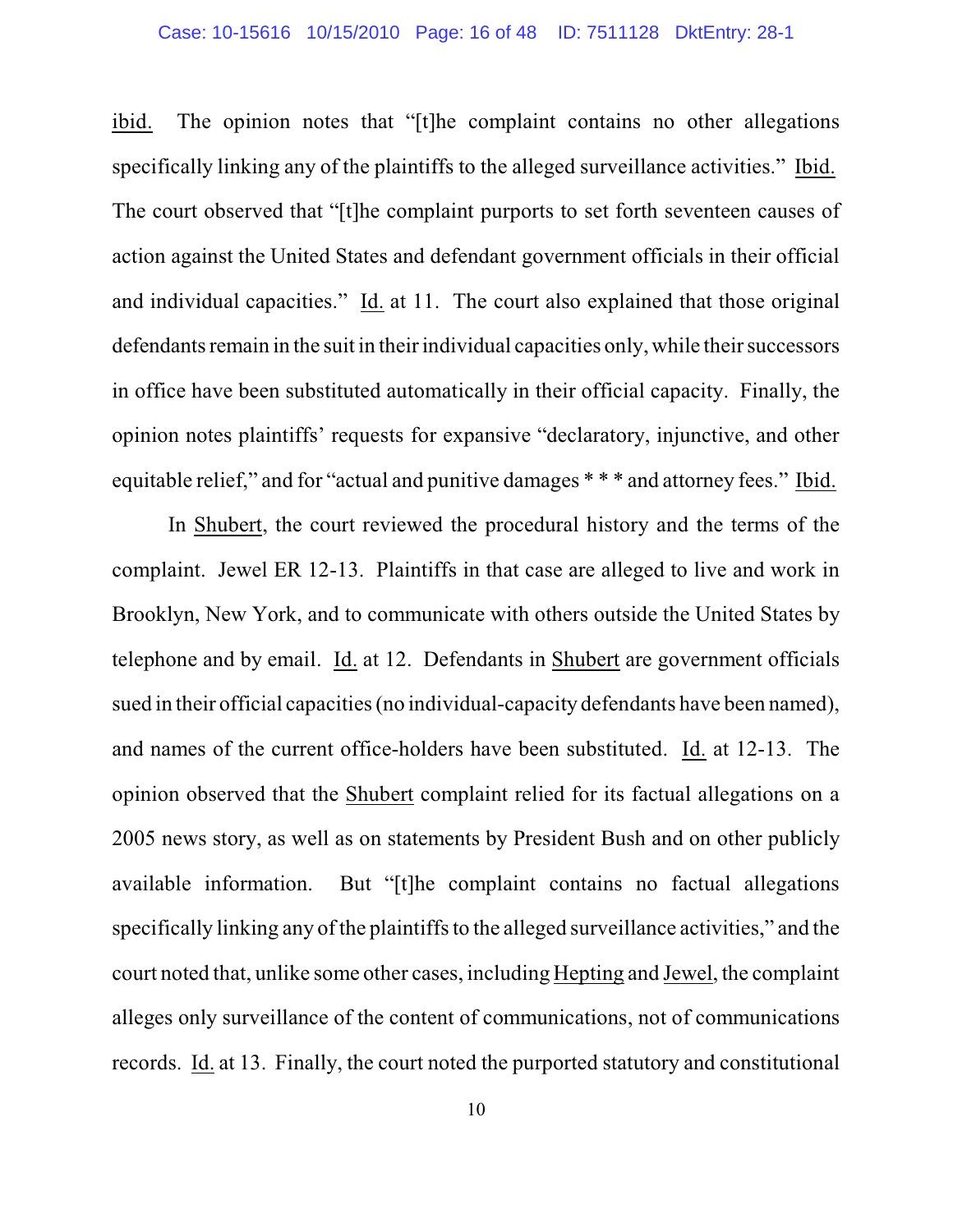ibid. The opinion notes that "[t]he complaint contains no other allegations specifically linking any of the plaintiffs to the alleged surveillance activities." Ibid. The court observed that "[t]he complaint purports to set forth seventeen causes of action against the United States and defendant government officials in their official and individual capacities." Id. at 11. The court also explained that those original defendants remain in the suit in their individual capacities only, while their successors in office have been substituted automatically in their official capacity. Finally, the opinion notes plaintiffs' requests for expansive "declaratory, injunctive, and other equitable relief," and for "actual and punitive damages * * * and attorney fees." Ibid.

In Shubert, the court reviewed the procedural history and the terms of the complaint. Jewel ER 12-13. Plaintiffs in that case are alleged to live and work in Brooklyn, New York, and to communicate with others outside the United States by telephone and by email. Id. at 12. Defendants in Shubert are government officials sued in their official capacities (no individual-capacity defendants have been named), and names of the current office-holders have been substituted. Id. at 12-13. The opinion observed that the Shubert complaint relied for its factual allegations on a 2005 news story, as well as on statements by President Bush and on other publicly available information. But "[t]he complaint contains no factual allegations specifically linking any of the plaintiffs to the alleged surveillance activities," and the court noted that, unlike some other cases, including Hepting and Jewel, the complaint alleges only surveillance of the content of communications, not of communications records. Id. at 13. Finally, the court noted the purported statutory and constitutional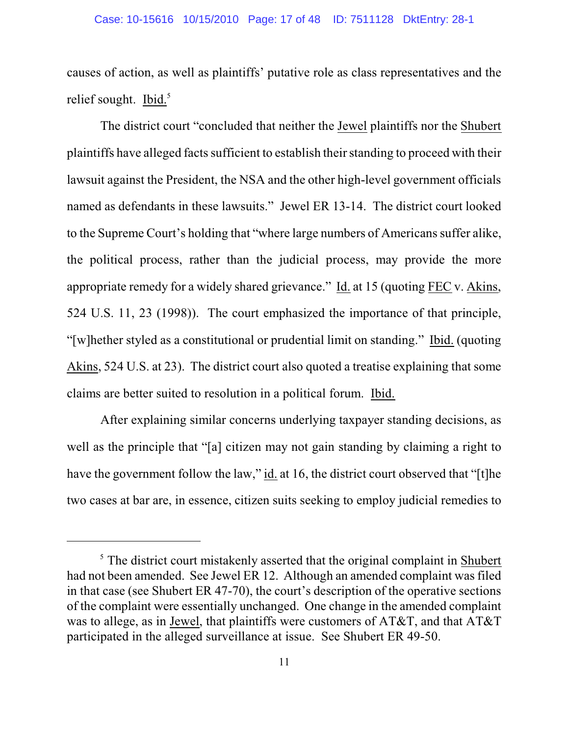causes of action, as well as plaintiffs' putative role as class representatives and the relief sought. Ibid.[5]

The district court "concluded that neither the Jewel plaintiffs nor the Shubert plaintiffs have alleged facts sufficient to establish their standing to proceed with their lawsuit against the President, the NSA and the other high-level government officials named as defendants in these lawsuits." Jewel ER 13-14. The district court looked to the Supreme Court's holding that "where large numbers of Americans suffer alike, the political process, rather than the judicial process, may provide the more appropriate remedy for a widely shared grievance." Id. at 15 (quoting FEC v. Akins, 524 U.S. 11, 23 (1998)). The court emphasized the importance of that principle, "[w]hether styled as a constitutional or prudential limit on standing." Ibid. (quoting Akins, 524 U.S. at 23). The district court also quoted a treatise explaining that some claims are better suited to resolution in a political forum. Ibid.

After explaining similar concerns underlying taxpayer standing decisions, as well as the principle that "[a] citizen may not gain standing by claiming a right to have the government follow the law," id. at 16, the district court observed that "[t]he two cases at bar are, in essence, citizen suits seeking to employ judicial remedies to

---

[5] The district court mistakenly asserted that the original complaint in Shubert had not been amended. See Jewel ER 12. Although an amended complaint was filed in that case (see Shubert ER 47-70), the court's description of the operative sections of the complaint were essentially unchanged. One change in the amended complaint was to allege, as in Jewel, that plaintiffs were customers of AT&T, and that AT&T participated in the alleged surveillance at issue. See Shubert ER 49-50.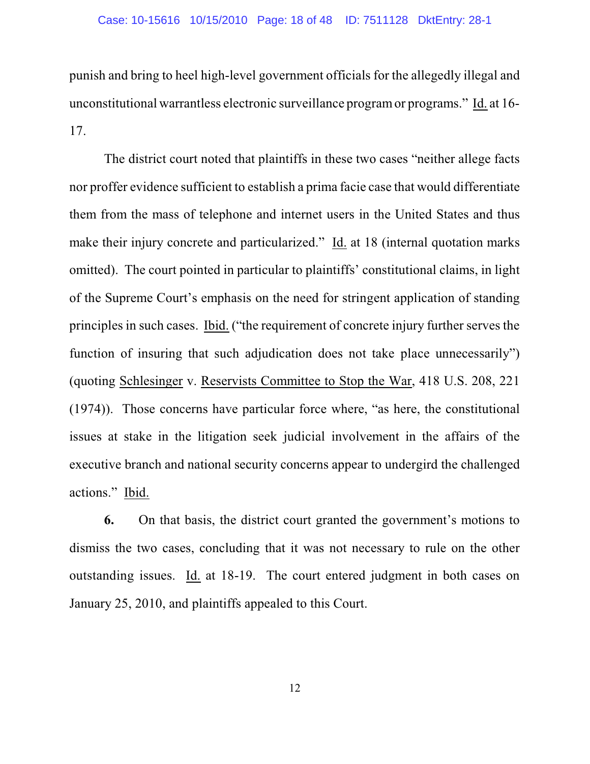punish and bring to heel high-level government officials for the allegedly illegal and unconstitutional warrantless electronic surveillance program or programs." Id. at 16-17.

The district court noted that plaintiffs in these two cases "neither allege facts nor proffer evidence sufficient to establish a prima facie case that would differentiate them from the mass of telephone and internet users in the United States and thus make their injury concrete and particularized." Id. at 18 (internal quotation marks omitted). The court pointed in particular to plaintiffs' constitutional claims, in light of the Supreme Court's emphasis on the need for stringent application of standing principles in such cases. Ibid. ("the requirement of concrete injury further serves the function of insuring that such adjudication does not take place unnecessarily") (quoting Schlesinger v. Reservists Committee to Stop the War, 418 U.S. 208, 221 (1974)). Those concerns have particular force where, "as here, the constitutional issues at stake in the litigation seek judicial involvement in the affairs of the executive branch and national security concerns appear to undergird the challenged actions." Ibid.

**6.** On that basis, the district court granted the government's motions to dismiss the two cases, concluding that it was not necessary to rule on the other outstanding issues. Id. at 18-19. The court entered judgment in both cases on January 25, 2010, and plaintiffs appealed to this Court.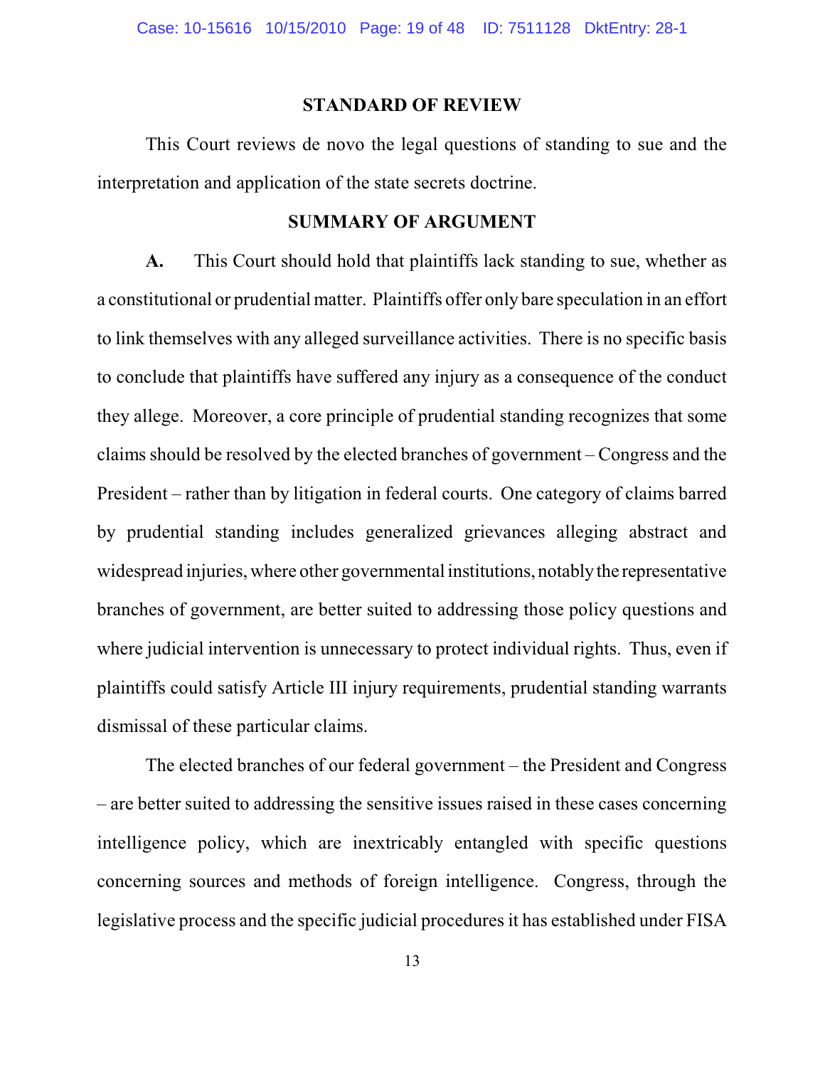## STANDARD OF REVIEW

This Court reviews de novo the legal questions of standing to sue and the interpretation and application of the state secrets doctrine.

## SUMMARY OF ARGUMENT

**A.** This Court should hold that plaintiffs lack standing to sue, whether as a constitutional or prudential matter. Plaintiffs offer only bare speculation in an effort to link themselves with any alleged surveillance activities. There is no specific basis to conclude that plaintiffs have suffered any injury as a consequence of the conduct they allege. Moreover, a core principle of prudential standing recognizes that some claims should be resolved by the elected branches of government – Congress and the President – rather than by litigation in federal courts. One category of claims barred by prudential standing includes generalized grievances alleging abstract and widespread injuries, where other governmental institutions, notably the representative branches of government, are better suited to addressing those policy questions and where judicial intervention is unnecessary to protect individual rights. Thus, even if plaintiffs could satisfy Article III injury requirements, prudential standing warrants dismissal of these particular claims.

The elected branches of our federal government – the President and Congress – are better suited to addressing the sensitive issues raised in these cases concerning intelligence policy, which are inextricably entangled with specific questions concerning sources and methods of foreign intelligence. Congress, through the legislative process and the specific judicial procedures it has established under FISA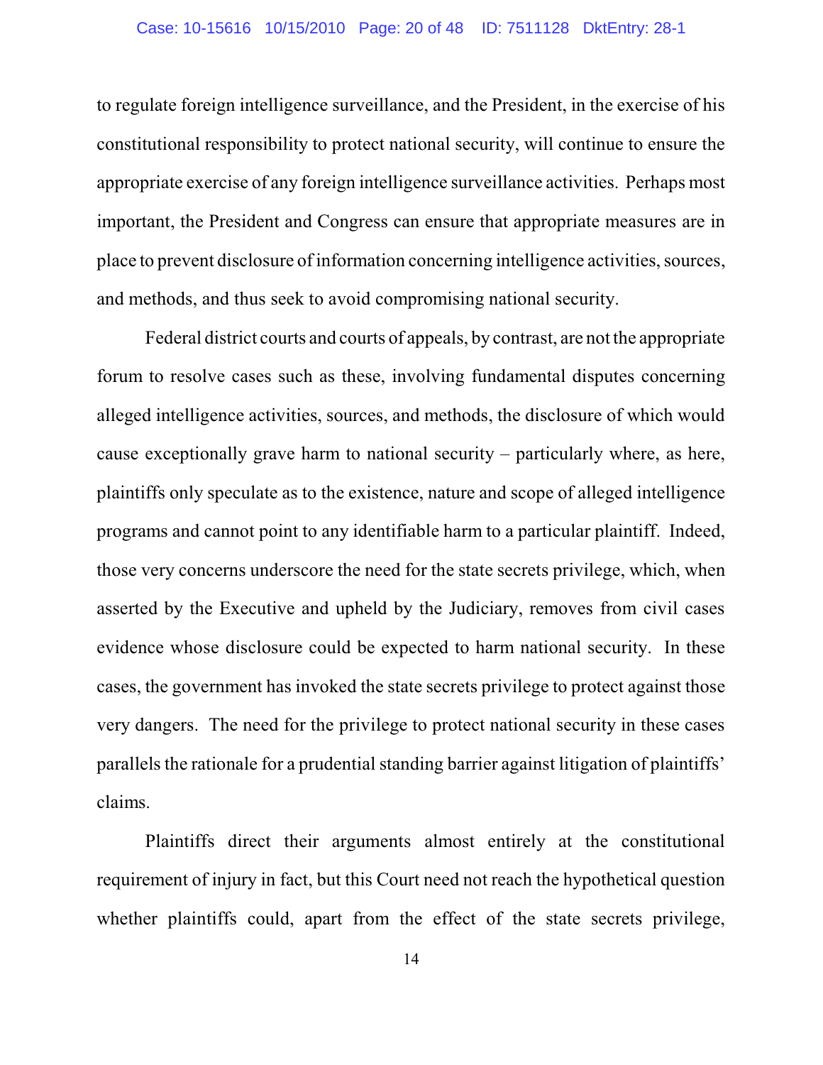to regulate foreign intelligence surveillance, and the President, in the exercise of his constitutional responsibility to protect national security, will continue to ensure the appropriate exercise of any foreign intelligence surveillance activities. Perhaps most important, the President and Congress can ensure that appropriate measures are in place to prevent disclosure of information concerning intelligence activities, sources, and methods, and thus seek to avoid compromising national security.

Federal district courts and courts of appeals, by contrast, are not the appropriate forum to resolve cases such as these, involving fundamental disputes concerning alleged intelligence activities, sources, and methods, the disclosure of which would cause exceptionally grave harm to national security – particularly where, as here, plaintiffs only speculate as to the existence, nature and scope of alleged intelligence programs and cannot point to any identifiable harm to a particular plaintiff. Indeed, those very concerns underscore the need for the state secrets privilege, which, when asserted by the Executive and upheld by the Judiciary, removes from civil cases evidence whose disclosure could be expected to harm national security. In these cases, the government has invoked the state secrets privilege to protect against those very dangers. The need for the privilege to protect national security in these cases parallels the rationale for a prudential standing barrier against litigation of plaintiffs' claims.

Plaintiffs direct their arguments almost entirely at the constitutional requirement of injury in fact, but this Court need not reach the hypothetical question whether plaintiffs could, apart from the effect of the state secrets privilege,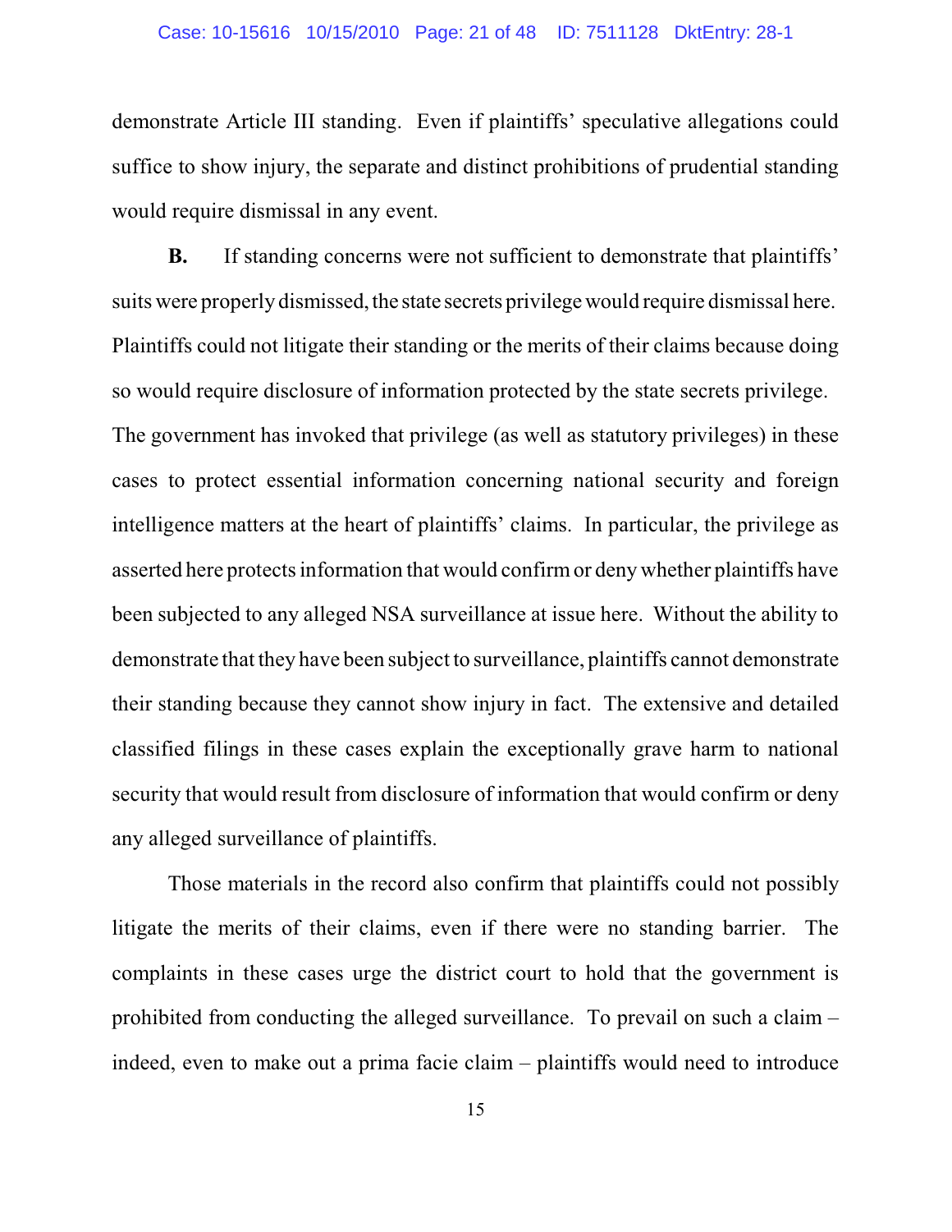demonstrate Article III standing. Even if plaintiffs' speculative allegations could suffice to show injury, the separate and distinct prohibitions of prudential standing would require dismissal in any event.

**B.** If standing concerns were not sufficient to demonstrate that plaintiffs' suits were properly dismissed, the state secrets privilege would require dismissal here. Plaintiffs could not litigate their standing or the merits of their claims because doing so would require disclosure of information protected by the state secrets privilege. The government has invoked that privilege (as well as statutory privileges) in these cases to protect essential information concerning national security and foreign intelligence matters at the heart of plaintiffs' claims. In particular, the privilege as asserted here protects information that would confirm or deny whether plaintiffs have been subjected to any alleged NSA surveillance at issue here. Without the ability to demonstrate that they have been subject to surveillance, plaintiffs cannot demonstrate their standing because they cannot show injury in fact. The extensive and detailed classified filings in these cases explain the exceptionally grave harm to national security that would result from disclosure of information that would confirm or deny any alleged surveillance of plaintiffs.

Those materials in the record also confirm that plaintiffs could not possibly litigate the merits of their claims, even if there were no standing barrier. The complaints in these cases urge the district court to hold that the government is prohibited from conducting the alleged surveillance. To prevail on such a claim – indeed, even to make out a prima facie claim – plaintiffs would need to introduce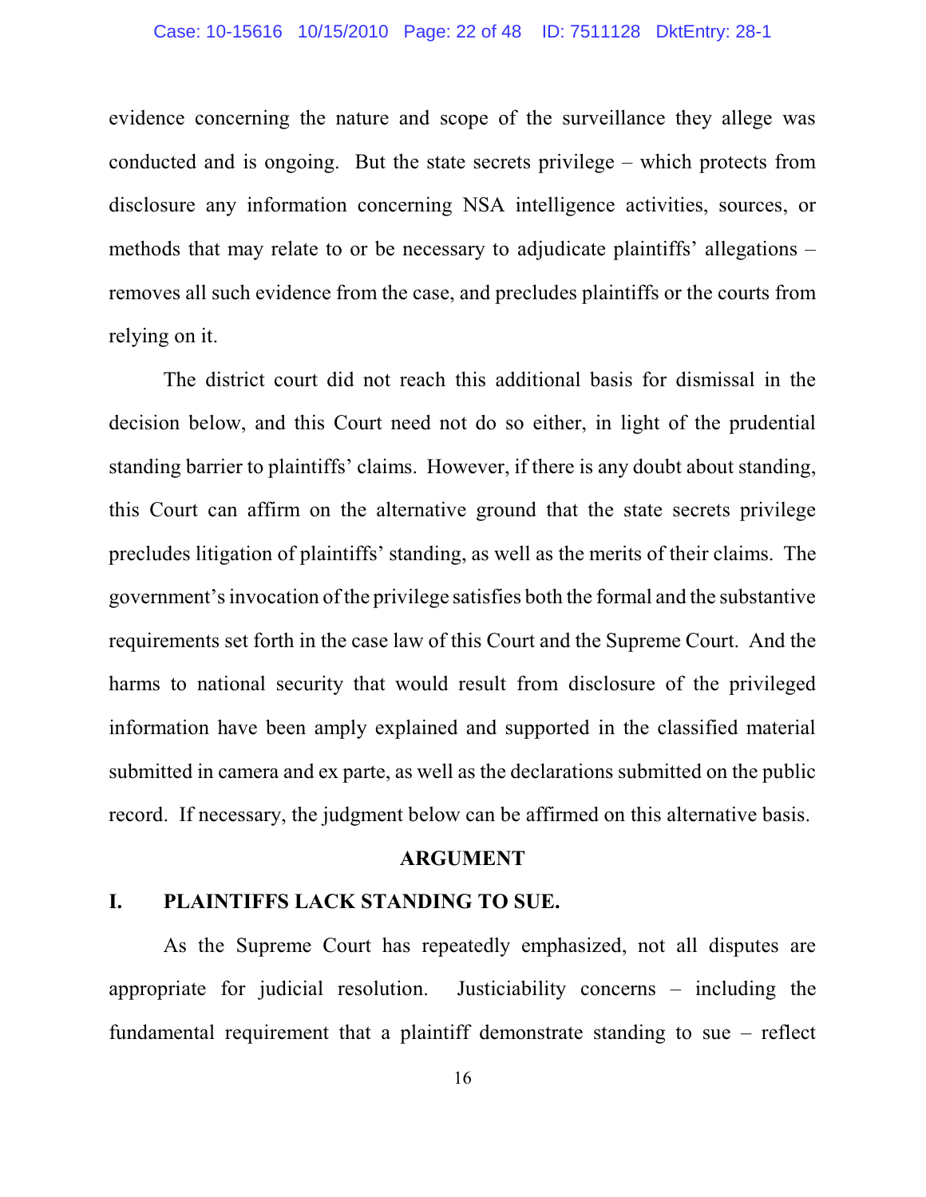evidence concerning the nature and scope of the surveillance they allege was conducted and is ongoing. But the state secrets privilege – which protects from disclosure any information concerning NSA intelligence activities, sources, or methods that may relate to or be necessary to adjudicate plaintiffs' allegations – removes all such evidence from the case, and precludes plaintiffs or the courts from relying on it.

The district court did not reach this additional basis for dismissal in the decision below, and this Court need not do so either, in light of the prudential standing barrier to plaintiffs' claims. However, if there is any doubt about standing, this Court can affirm on the alternative ground that the state secrets privilege precludes litigation of plaintiffs' standing, as well as the merits of their claims. The government's invocation of the privilege satisfies both the formal and the substantive requirements set forth in the case law of this Court and the Supreme Court. And the harms to national security that would result from disclosure of the privileged information have been amply explained and supported in the classified material submitted in camera and ex parte, as well as the declarations submitted on the public record. If necessary, the judgment below can be affirmed on this alternative basis.

## ARGUMENT

### I. PLAINTIFFS LACK STANDING TO SUE.

As the Supreme Court has repeatedly emphasized, not all disputes are appropriate for judicial resolution. Justiciability concerns – including the fundamental requirement that a plaintiff demonstrate standing to sue – reflect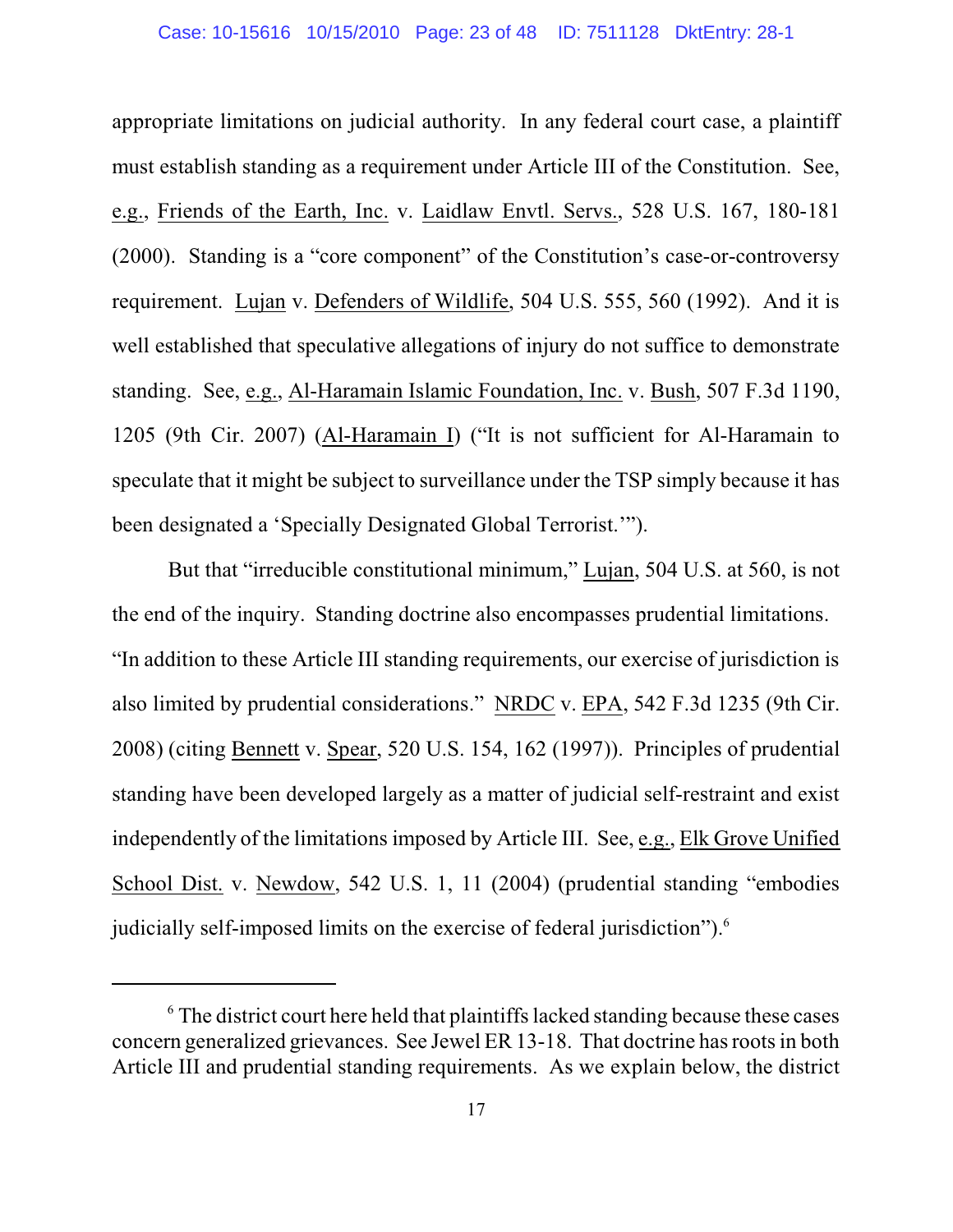appropriate limitations on judicial authority. In any federal court case, a plaintiff must establish standing as a requirement under Article III of the Constitution. See, e.g., Friends of the Earth, Inc. v. Laidlaw Envtl. Servs., 528 U.S. 167, 180-181 (2000). Standing is a "core component" of the Constitution's case-or-controversy requirement. Lujan v. Defenders of Wildlife, 504 U.S. 555, 560 (1992). And it is well established that speculative allegations of injury do not suffice to demonstrate standing. See, e.g., Al-Haramain Islamic Foundation, Inc. v. Bush, 507 F.3d 1190, 1205 (9th Cir. 2007) (Al-Haramain I) ("It is not sufficient for Al-Haramain to speculate that it might be subject to surveillance under the TSP simply because it has been designated a 'Specially Designated Global Terrorist.'").

But that "irreducible constitutional minimum," Lujan, 504 U.S. at 560, is not the end of the inquiry. Standing doctrine also encompasses prudential limitations. "In addition to these Article III standing requirements, our exercise of jurisdiction is also limited by prudential considerations." NRDC v. EPA, 542 F.3d 1235 (9th Cir. 2008) (citing Bennett v. Spear, 520 U.S. 154, 162 (1997)). Principles of prudential standing have been developed largely as a matter of judicial self-restraint and exist independently of the limitations imposed by Article III. See, e.g., Elk Grove Unified School Dist. v. Newdow, 542 U.S. 1, 11 (2004) (prudential standing "embodies judicially self-imposed limits on the exercise of federal jurisdiction").[6]

---

[6] The district court here held that plaintiffs lacked standing because these cases concern generalized grievances. See Jewel ER 13-18. That doctrine has roots in both Article III and prudential standing requirements. As we explain below, the district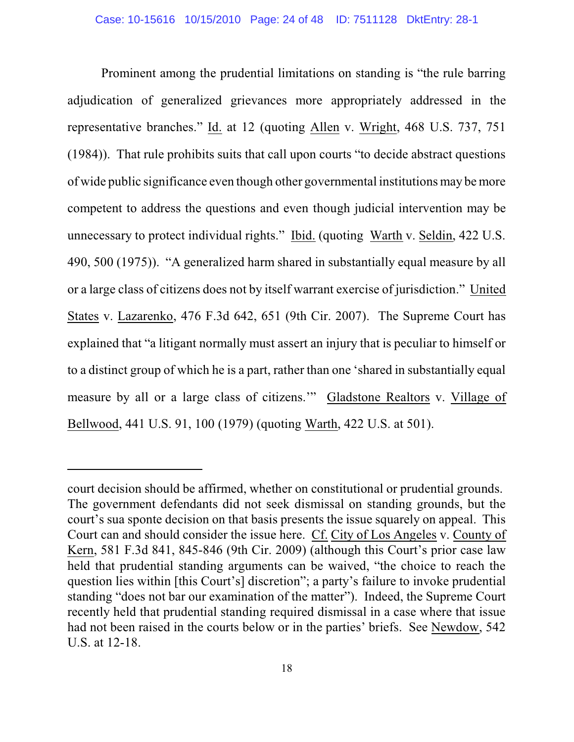Prominent among the prudential limitations on standing is "the rule barring adjudication of generalized grievances more appropriately addressed in the representative branches." Id. at 12 (quoting Allen v. Wright, 468 U.S. 737, 751 (1984)). That rule prohibits suits that call upon courts "to decide abstract questions of wide public significance even though other governmental institutions may be more competent to address the questions and even though judicial intervention may be unnecessary to protect individual rights." Ibid. (quoting Warth v. Seldin, 422 U.S. 490, 500 (1975)). "A generalized harm shared in substantially equal measure by all or a large class of citizens does not by itself warrant exercise of jurisdiction." United States v. Lazarenko, 476 F.3d 642, 651 (9th Cir. 2007). The Supreme Court has explained that "a litigant normally must assert an injury that is peculiar to himself or to a distinct group of which he is a part, rather than one 'shared in substantially equal measure by all or a large class of citizens.'" Gladstone Realtors v. Village of Bellwood, 441 U.S. 91, 100 (1979) (quoting Warth, 422 U.S. at 501).

---

court decision should be affirmed, whether on constitutional or prudential grounds. The government defendants did not seek dismissal on standing grounds, but the court's sua sponte decision on that basis presents the issue squarely on appeal. This Court can and should consider the issue here. Cf. City of Los Angeles v. County of Kern, 581 F.3d 841, 845-846 (9th Cir. 2009) (although this Court's prior case law held that prudential standing arguments can be waived, "the choice to reach the question lies within [this Court's] discretion"; a party's failure to invoke prudential standing "does not bar our examination of the matter"). Indeed, the Supreme Court recently held that prudential standing required dismissal in a case where that issue had not been raised in the courts below or in the parties' briefs. See Newdow, 542 U.S. at 12-18.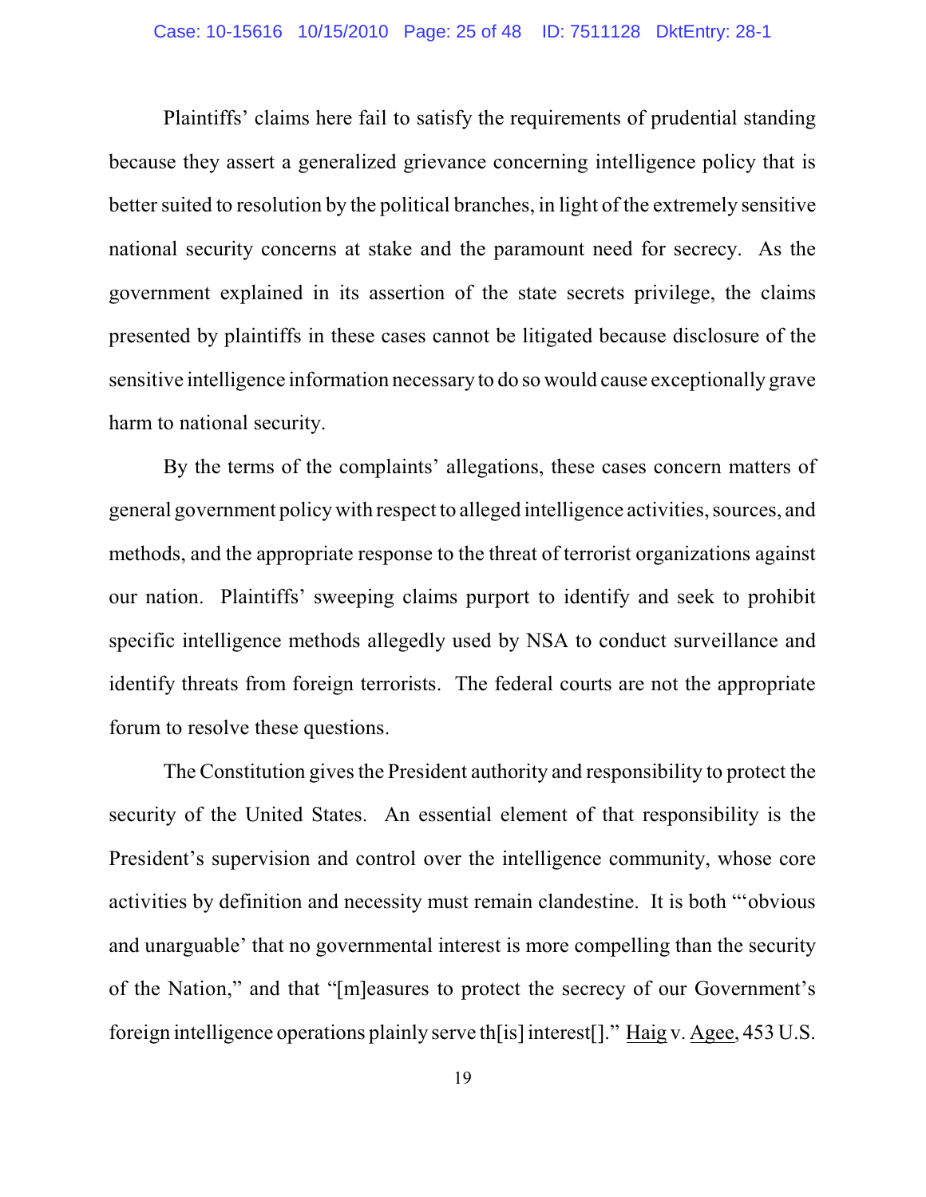Plaintiffs' claims here fail to satisfy the requirements of prudential standing because they assert a generalized grievance concerning intelligence policy that is better suited to resolution by the political branches, in light of the extremely sensitive national security concerns at stake and the paramount need for secrecy. As the government explained in its assertion of the state secrets privilege, the claims presented by plaintiffs in these cases cannot be litigated because disclosure of the sensitive intelligence information necessary to do so would cause exceptionally grave harm to national security.

By the terms of the complaints' allegations, these cases concern matters of general government policy with respect to alleged intelligence activities, sources, and methods, and the appropriate response to the threat of terrorist organizations against our nation. Plaintiffs' sweeping claims purport to identify and seek to prohibit specific intelligence methods allegedly used by NSA to conduct surveillance and identify threats from foreign terrorists. The federal courts are not the appropriate forum to resolve these questions.

The Constitution gives the President authority and responsibility to protect the security of the United States. An essential element of that responsibility is the President's supervision and control over the intelligence community, whose core activities by definition and necessity must remain clandestine. It is both "'obvious and unarguable' that no governmental interest is more compelling than the security of the Nation," and that "[m]easures to protect the secrecy of our Government's foreign intelligence operations plainly serve th[is] interest[]." Haig v. Agee, 453 U.S.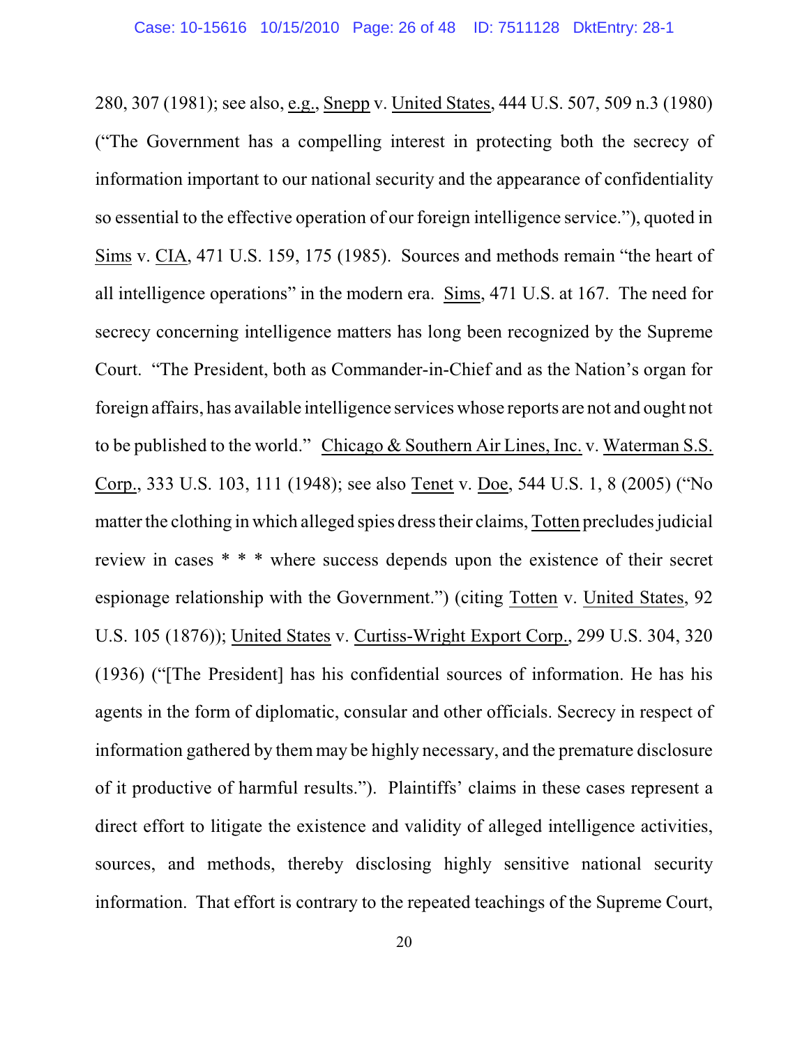280, 307 (1981); see also, e.g., Snepp v. United States, 444 U.S. 507, 509 n.3 (1980) ("The Government has a compelling interest in protecting both the secrecy of information important to our national security and the appearance of confidentiality so essential to the effective operation of our foreign intelligence service."), quoted in Sims v. CIA, 471 U.S. 159, 175 (1985). Sources and methods remain "the heart of all intelligence operations" in the modern era. Sims, 471 U.S. at 167. The need for secrecy concerning intelligence matters has long been recognized by the Supreme Court. "The President, both as Commander-in-Chief and as the Nation's organ for foreign affairs, has available intelligence services whose reports are not and ought not to be published to the world." Chicago & Southern Air Lines, Inc. v. Waterman S.S. Corp., 333 U.S. 103, 111 (1948); see also Tenet v. Doe, 544 U.S. 1, 8 (2005) ("No matter the clothing in which alleged spies dress their claims, Totten precludes judicial review in cases * * * where success depends upon the existence of their secret espionage relationship with the Government.") (citing Totten v. United States, 92 U.S. 105 (1876)); United States v. Curtiss-Wright Export Corp., 299 U.S. 304, 320 (1936) ("[The President] has his confidential sources of information. He has his agents in the form of diplomatic, consular and other officials. Secrecy in respect of information gathered by them may be highly necessary, and the premature disclosure of it productive of harmful results."). Plaintiffs' claims in these cases represent a direct effort to litigate the existence and validity of alleged intelligence activities, sources, and methods, thereby disclosing highly sensitive national security information. That effort is contrary to the repeated teachings of the Supreme Court,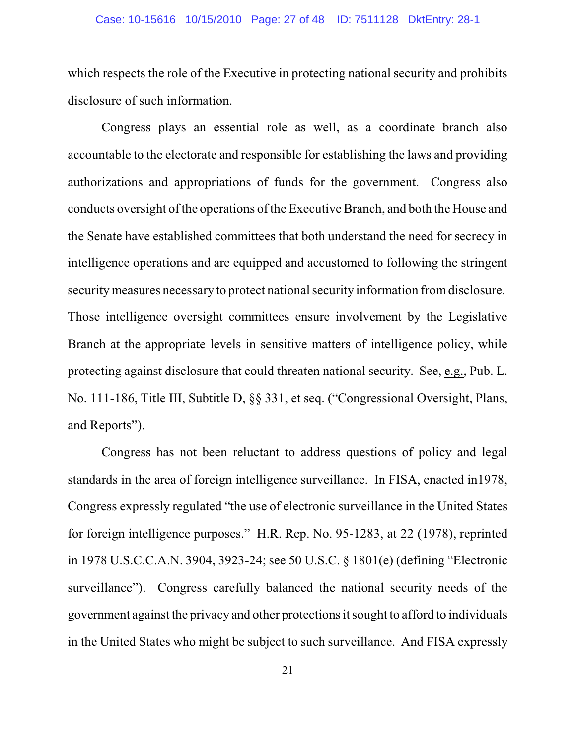which respects the role of the Executive in protecting national security and prohibits disclosure of such information.

Congress plays an essential role as well, as a coordinate branch also accountable to the electorate and responsible for establishing the laws and providing authorizations and appropriations of funds for the government. Congress also conducts oversight of the operations of the Executive Branch, and both the House and the Senate have established committees that both understand the need for secrecy in intelligence operations and are equipped and accustomed to following the stringent security measures necessary to protect national security information from disclosure. Those intelligence oversight committees ensure involvement by the Legislative Branch at the appropriate levels in sensitive matters of intelligence policy, while protecting against disclosure that could threaten national security. See, e.g., Pub. L. No. 111-186, Title III, Subtitle D, §§ 331, et seq. ("Congressional Oversight, Plans, and Reports").

Congress has not been reluctant to address questions of policy and legal standards in the area of foreign intelligence surveillance. In FISA, enacted in1978, Congress expressly regulated "the use of electronic surveillance in the United States for foreign intelligence purposes." H.R. Rep. No. 95-1283, at 22 (1978), reprinted in 1978 U.S.C.C.A.N. 3904, 3923-24; see 50 U.S.C. § 1801(e) (defining "Electronic surveillance"). Congress carefully balanced the national security needs of the government against the privacy and other protections it sought to afford to individuals in the United States who might be subject to such surveillance. And FISA expressly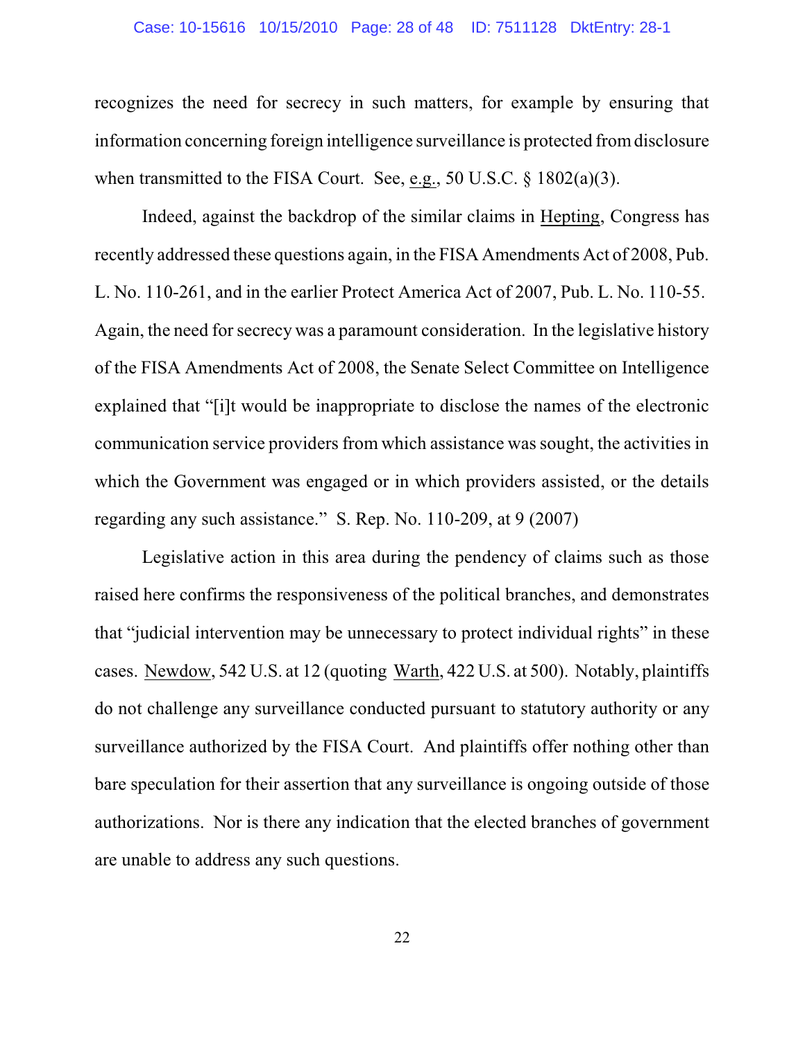recognizes the need for secrecy in such matters, for example by ensuring that information concerning foreign intelligence surveillance is protected from disclosure when transmitted to the FISA Court. See, e.g., 50 U.S.C. § 1802(a)(3).

Indeed, against the backdrop of the similar claims in Hepting, Congress has recently addressed these questions again, in the FISA Amendments Act of 2008, Pub. L. No. 110-261, and in the earlier Protect America Act of 2007, Pub. L. No. 110-55. Again, the need for secrecy was a paramount consideration. In the legislative history of the FISA Amendments Act of 2008, the Senate Select Committee on Intelligence explained that "[i]t would be inappropriate to disclose the names of the electronic communication service providers from which assistance was sought, the activities in which the Government was engaged or in which providers assisted, or the details regarding any such assistance." S. Rep. No. 110-209, at 9 (2007)

Legislative action in this area during the pendency of claims such as those raised here confirms the responsiveness of the political branches, and demonstrates that "judicial intervention may be unnecessary to protect individual rights" in these cases. Newdow, 542 U.S. at 12 (quoting Warth, 422 U.S. at 500). Notably, plaintiffs do not challenge any surveillance conducted pursuant to statutory authority or any surveillance authorized by the FISA Court. And plaintiffs offer nothing other than bare speculation for their assertion that any surveillance is ongoing outside of those authorizations. Nor is there any indication that the elected branches of government are unable to address any such questions.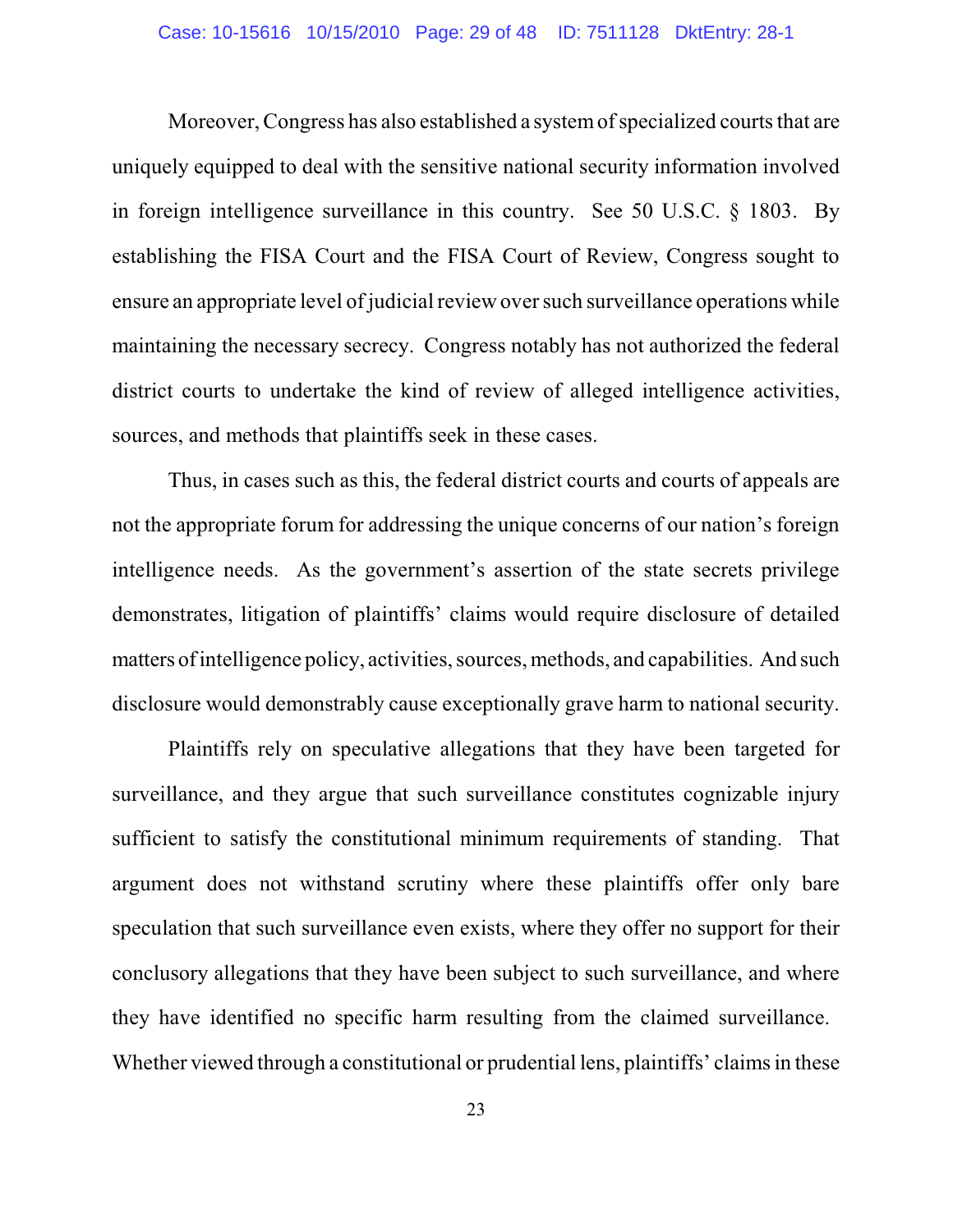Moreover, Congress has also established a system of specialized courts that are uniquely equipped to deal with the sensitive national security information involved in foreign intelligence surveillance in this country. See 50 U.S.C. § 1803. By establishing the FISA Court and the FISA Court of Review, Congress sought to ensure an appropriate level of judicial review over such surveillance operations while maintaining the necessary secrecy. Congress notably has not authorized the federal district courts to undertake the kind of review of alleged intelligence activities, sources, and methods that plaintiffs seek in these cases.

Thus, in cases such as this, the federal district courts and courts of appeals are not the appropriate forum for addressing the unique concerns of our nation's foreign intelligence needs. As the government's assertion of the state secrets privilege demonstrates, litigation of plaintiffs' claims would require disclosure of detailed matters of intelligence policy, activities, sources, methods, and capabilities. And such disclosure would demonstrably cause exceptionally grave harm to national security.

Plaintiffs rely on speculative allegations that they have been targeted for surveillance, and they argue that such surveillance constitutes cognizable injury sufficient to satisfy the constitutional minimum requirements of standing. That argument does not withstand scrutiny where these plaintiffs offer only bare speculation that such surveillance even exists, where they offer no support for their conclusory allegations that they have been subject to such surveillance, and where they have identified no specific harm resulting from the claimed surveillance. Whether viewed through a constitutional or prudential lens, plaintiffs' claims in these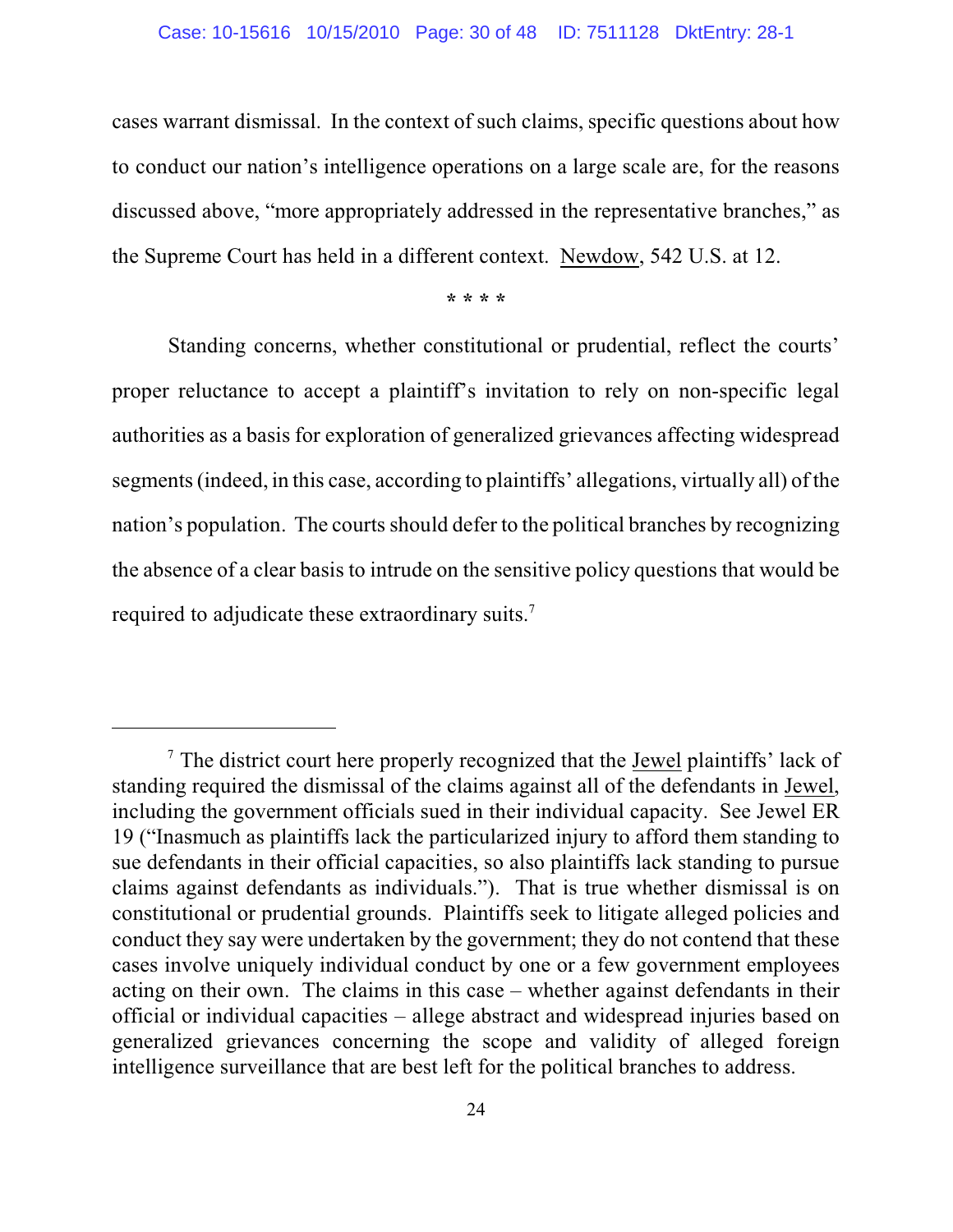cases warrant dismissal. In the context of such claims, specific questions about how to conduct our nation's intelligence operations on a large scale are, for the reasons discussed above, "more appropriately addressed in the representative branches," as the Supreme Court has held in a different context. Newdow, 542 U.S. at 12.

\* \* \* \*

Standing concerns, whether constitutional or prudential, reflect the courts' proper reluctance to accept a plaintiff's invitation to rely on non-specific legal authorities as a basis for exploration of generalized grievances affecting widespread segments (indeed, in this case, according to plaintiffs' allegations, virtually all) of the nation's population. The courts should defer to the political branches by recognizing the absence of a clear basis to intrude on the sensitive policy questions that would be required to adjudicate these extraordinary suits.[7]

---

[7] The district court here properly recognized that the Jewel plaintiffs' lack of standing required the dismissal of the claims against all of the defendants in Jewel, including the government officials sued in their individual capacity. See Jewel ER 19 ("Inasmuch as plaintiffs lack the particularized injury to afford them standing to sue defendants in their official capacities, so also plaintiffs lack standing to pursue claims against defendants as individuals."). That is true whether dismissal is on constitutional or prudential grounds. Plaintiffs seek to litigate alleged policies and conduct they say were undertaken by the government; they do not contend that these cases involve uniquely individual conduct by one or a few government employees acting on their own. The claims in this case – whether against defendants in their official or individual capacities – allege abstract and widespread injuries based on generalized grievances concerning the scope and validity of alleged foreign intelligence surveillance that are best left for the political branches to address.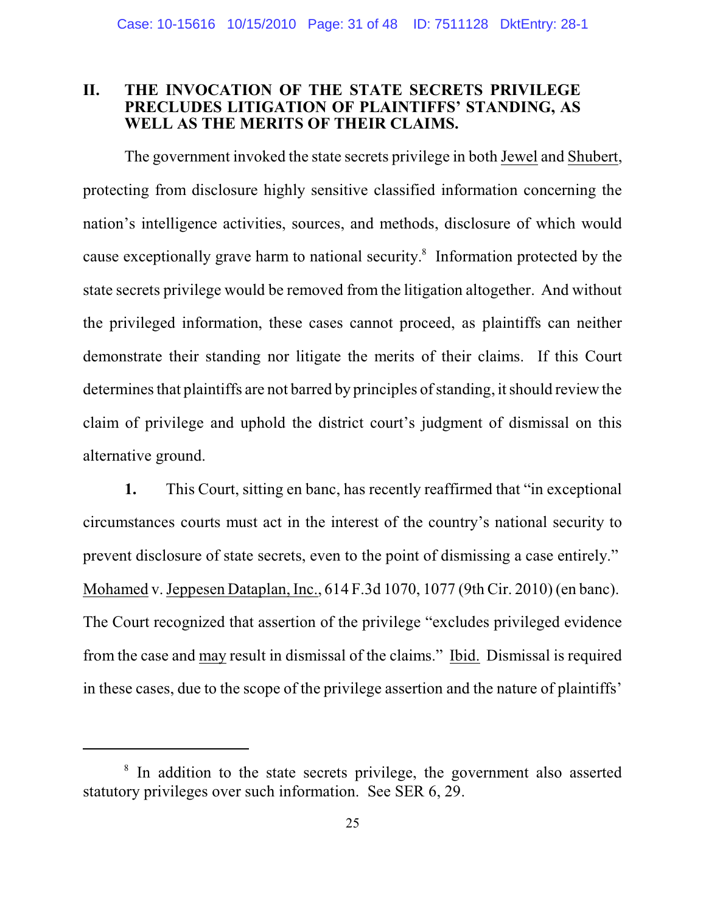## II. THE INVOCATION OF THE STATE SECRETS PRIVILEGE PRECLUDES LITIGATION OF PLAINTIFFS' STANDING, AS WELL AS THE MERITS OF THEIR CLAIMS.

The government invoked the state secrets privilege in both Jewel and Shubert, protecting from disclosure highly sensitive classified information concerning the nation's intelligence activities, sources, and methods, disclosure of which would cause exceptionally grave harm to national security.[8] Information protected by the state secrets privilege would be removed from the litigation altogether. And without the privileged information, these cases cannot proceed, as plaintiffs can neither demonstrate their standing nor litigate the merits of their claims. If this Court determines that plaintiffs are not barred by principles of standing, it should review the claim of privilege and uphold the district court's judgment of dismissal on this alternative ground.

**1.** This Court, sitting en banc, has recently reaffirmed that "in exceptional circumstances courts must act in the interest of the country's national security to prevent disclosure of state secrets, even to the point of dismissing a case entirely." Mohamed v. Jeppesen Dataplan, Inc., 614 F.3d 1070, 1077 (9th Cir. 2010) (en banc). The Court recognized that assertion of the privilege "excludes privileged evidence from the case and may result in dismissal of the claims." Ibid. Dismissal is required in these cases, due to the scope of the privilege assertion and the nature of plaintiffs'

---

[8] In addition to the state secrets privilege, the government also asserted statutory privileges over such information. See SER 6, 29.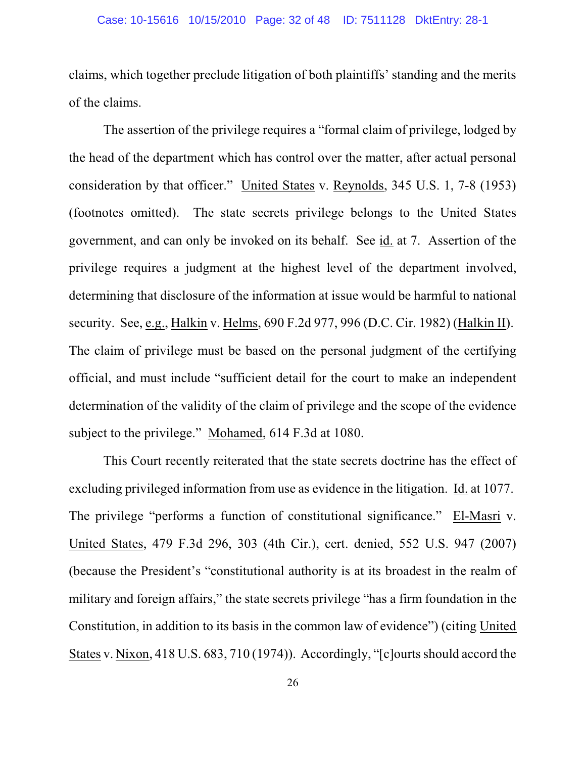claims, which together preclude litigation of both plaintiffs' standing and the merits of the claims.

The assertion of the privilege requires a "formal claim of privilege, lodged by the head of the department which has control over the matter, after actual personal consideration by that officer." United States v. Reynolds, 345 U.S. 1, 7-8 (1953) (footnotes omitted). The state secrets privilege belongs to the United States government, and can only be invoked on its behalf. See id. at 7. Assertion of the privilege requires a judgment at the highest level of the department involved, determining that disclosure of the information at issue would be harmful to national security. See, e.g., Halkin v. Helms, 690 F.2d 977, 996 (D.C. Cir. 1982) (Halkin II). The claim of privilege must be based on the personal judgment of the certifying official, and must include "sufficient detail for the court to make an independent determination of the validity of the claim of privilege and the scope of the evidence subject to the privilege." Mohamed, 614 F.3d at 1080.

This Court recently reiterated that the state secrets doctrine has the effect of excluding privileged information from use as evidence in the litigation. Id. at 1077. The privilege "performs a function of constitutional significance." El-Masri v. United States, 479 F.3d 296, 303 (4th Cir.), cert. denied, 552 U.S. 947 (2007) (because the President's "constitutional authority is at its broadest in the realm of military and foreign affairs," the state secrets privilege "has a firm foundation in the Constitution, in addition to its basis in the common law of evidence") (citing United States v. Nixon, 418 U.S. 683, 710 (1974)). Accordingly, "[c]ourts should accord the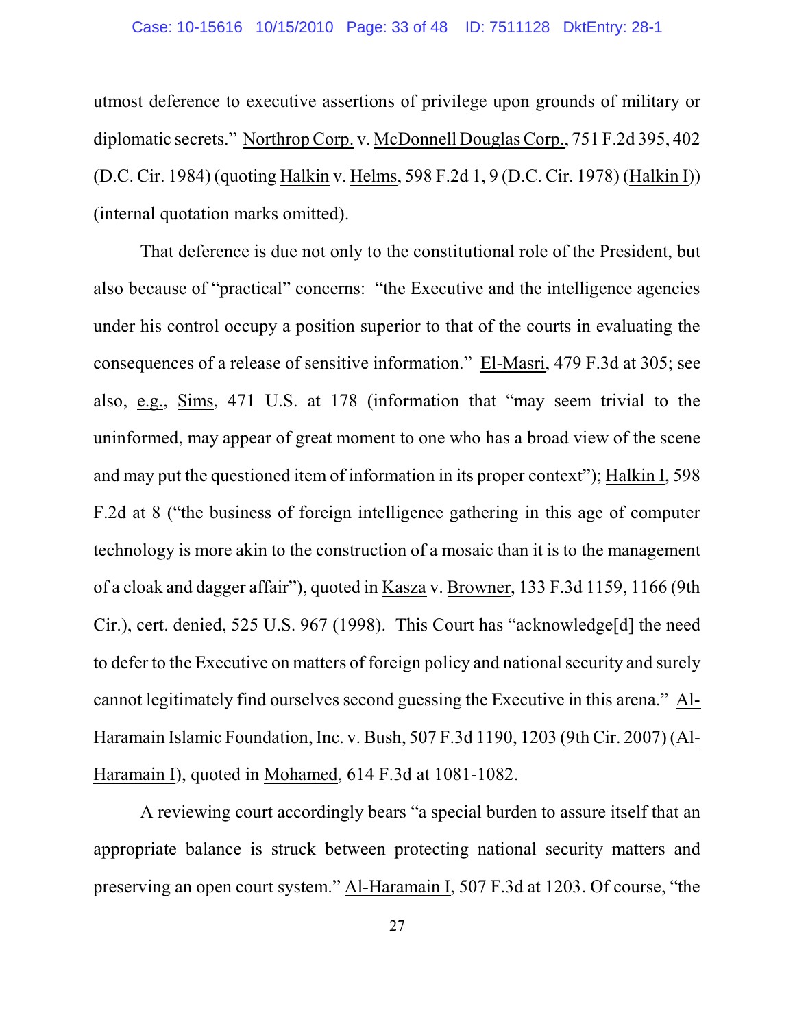utmost deference to executive assertions of privilege upon grounds of military or diplomatic secrets." Northrop Corp. v. McDonnell Douglas Corp., 751 F.2d 395, 402 (D.C. Cir. 1984) (quoting Halkin v. Helms, 598 F.2d 1, 9 (D.C. Cir. 1978) (Halkin I)) (internal quotation marks omitted).

That deference is due not only to the constitutional role of the President, but also because of "practical" concerns: "the Executive and the intelligence agencies under his control occupy a position superior to that of the courts in evaluating the consequences of a release of sensitive information." El-Masri, 479 F.3d at 305; see also, e.g., Sims, 471 U.S. at 178 (information that "may seem trivial to the uninformed, may appear of great moment to one who has a broad view of the scene and may put the questioned item of information in its proper context"); Halkin I, 598 F.2d at 8 ("the business of foreign intelligence gathering in this age of computer technology is more akin to the construction of a mosaic than it is to the management of a cloak and dagger affair"), quoted in Kasza v. Browner, 133 F.3d 1159, 1166 (9th Cir.), cert. denied, 525 U.S. 967 (1998). This Court has "acknowledge[d] the need to defer to the Executive on matters of foreign policy and national security and surely cannot legitimately find ourselves second guessing the Executive in this arena." Al-Haramain Islamic Foundation, Inc. v. Bush, 507 F.3d 1190, 1203 (9th Cir. 2007) (Al-Haramain I), quoted in Mohamed, 614 F.3d at 1081-1082.

A reviewing court accordingly bears "a special burden to assure itself that an appropriate balance is struck between protecting national security matters and preserving an open court system." Al-Haramain I, 507 F.3d at 1203. Of course, "the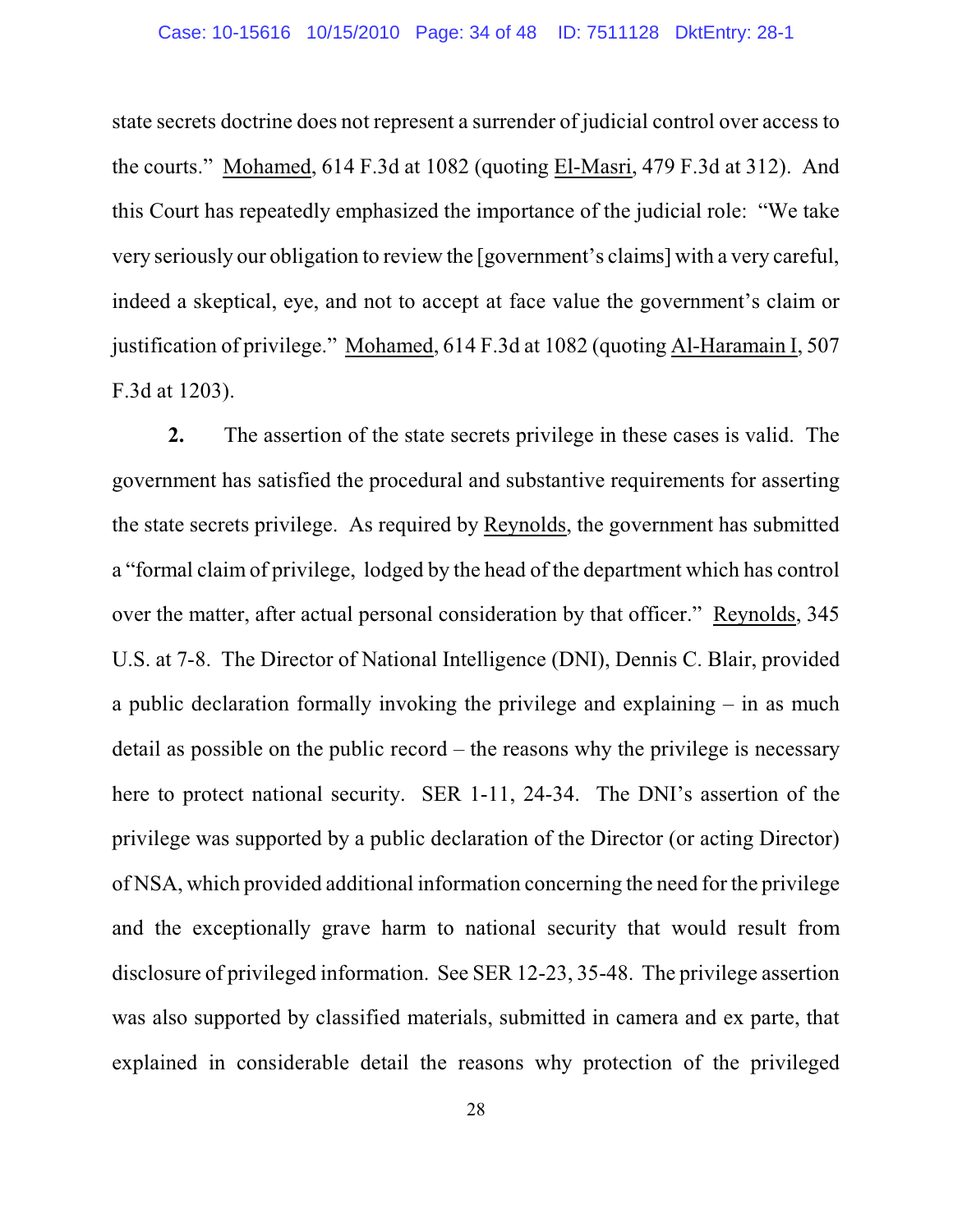state secrets doctrine does not represent a surrender of judicial control over access to the courts." Mohamed, 614 F.3d at 1082 (quoting El-Masri, 479 F.3d at 312). And this Court has repeatedly emphasized the importance of the judicial role: "We take very seriously our obligation to review the [government's claims] with a very careful, indeed a skeptical, eye, and not to accept at face value the government's claim or justification of privilege." Mohamed, 614 F.3d at 1082 (quoting Al-Haramain I, 507 F.3d at 1203).

**2.** The assertion of the state secrets privilege in these cases is valid. The government has satisfied the procedural and substantive requirements for asserting the state secrets privilege. As required by Reynolds, the government has submitted a "formal claim of privilege, lodged by the head of the department which has control over the matter, after actual personal consideration by that officer." Reynolds, 345 U.S. at 7-8. The Director of National Intelligence (DNI), Dennis C. Blair, provided a public declaration formally invoking the privilege and explaining – in as much detail as possible on the public record – the reasons why the privilege is necessary here to protect national security. SER 1-11, 24-34. The DNI's assertion of the privilege was supported by a public declaration of the Director (or acting Director) of NSA, which provided additional information concerning the need for the privilege and the exceptionally grave harm to national security that would result from disclosure of privileged information. See SER 12-23, 35-48. The privilege assertion was also supported by classified materials, submitted in camera and ex parte, that explained in considerable detail the reasons why protection of the privileged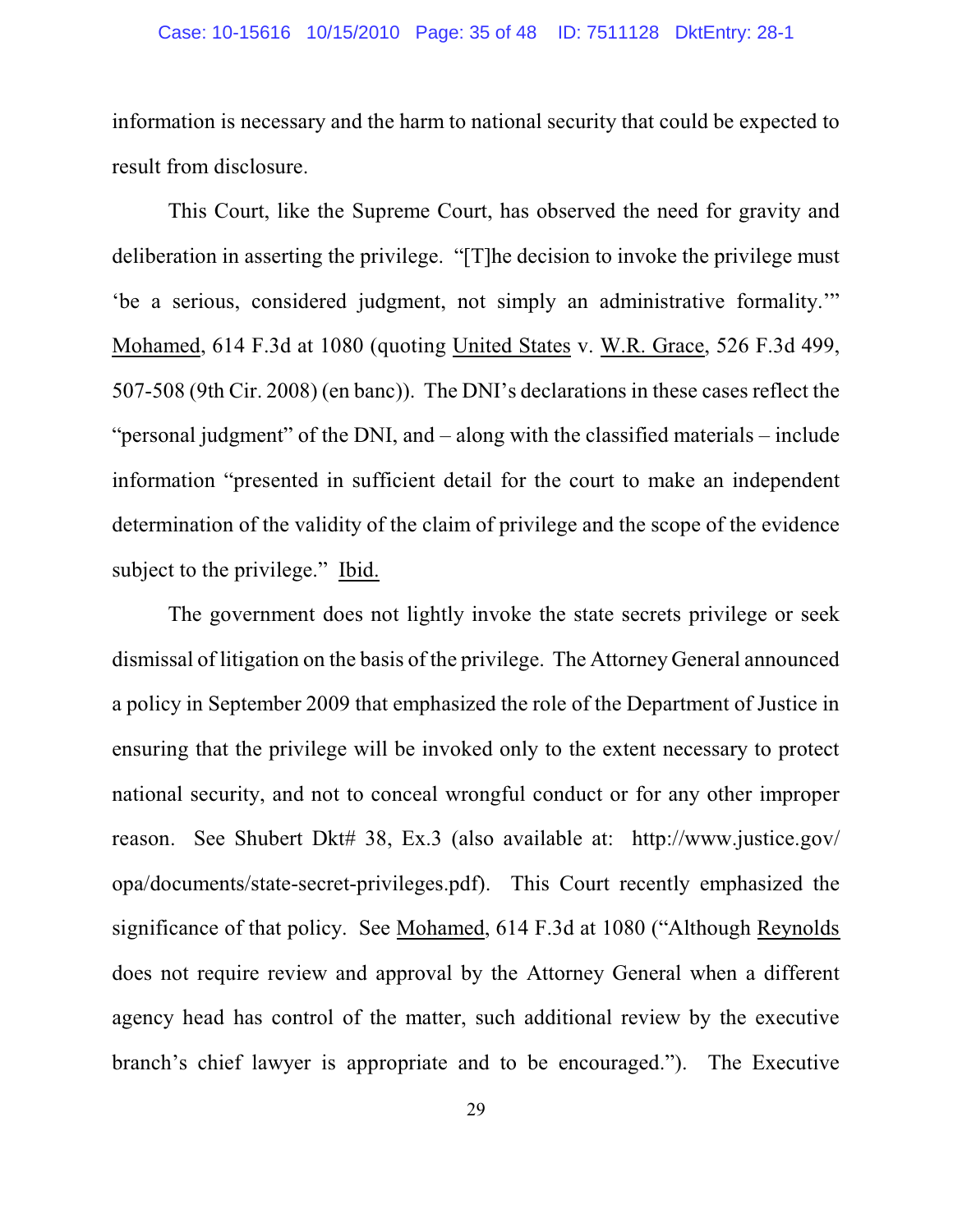information is necessary and the harm to national security that could be expected to result from disclosure.

This Court, like the Supreme Court, has observed the need for gravity and deliberation in asserting the privilege. "[T]he decision to invoke the privilege must 'be a serious, considered judgment, not simply an administrative formality.'" Mohamed, 614 F.3d at 1080 (quoting United States v. W.R. Grace, 526 F.3d 499, 507-508 (9th Cir. 2008) (en banc)). The DNI's declarations in these cases reflect the "personal judgment" of the DNI, and – along with the classified materials – include information "presented in sufficient detail for the court to make an independent determination of the validity of the claim of privilege and the scope of the evidence subject to the privilege." Ibid.

The government does not lightly invoke the state secrets privilege or seek dismissal of litigation on the basis of the privilege. The Attorney General announced a policy in September 2009 that emphasized the role of the Department of Justice in ensuring that the privilege will be invoked only to the extent necessary to protect national security, and not to conceal wrongful conduct or for any other improper reason. See Shubert Dkt# 38, Ex.3 (also available at: http://www.justice.gov/opa/documents/state-secret-privileges.pdf). This Court recently emphasized the significance of that policy. See Mohamed, 614 F.3d at 1080 ("Although Reynolds does not require review and approval by the Attorney General when a different agency head has control of the matter, such additional review by the executive branch's chief lawyer is appropriate and to be encouraged."). The Executive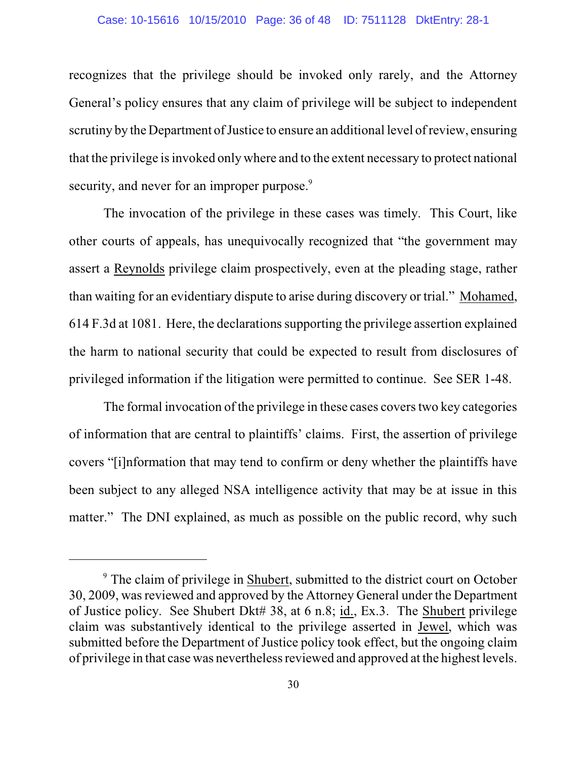recognizes that the privilege should be invoked only rarely, and the Attorney General's policy ensures that any claim of privilege will be subject to independent scrutiny by the Department of Justice to ensure an additional level of review, ensuring that the privilege is invoked only where and to the extent necessary to protect national security, and never for an improper purpose.[9]

The invocation of the privilege in these cases was timely. This Court, like other courts of appeals, has unequivocally recognized that "the government may assert a Reynolds privilege claim prospectively, even at the pleading stage, rather than waiting for an evidentiary dispute to arise during discovery or trial." Mohamed, 614 F.3d at 1081. Here, the declarations supporting the privilege assertion explained the harm to national security that could be expected to result from disclosures of privileged information if the litigation were permitted to continue. See SER 1-48.

The formal invocation of the privilege in these cases covers two key categories of information that are central to plaintiffs' claims. First, the assertion of privilege covers "[i]nformation that may tend to confirm or deny whether the plaintiffs have been subject to any alleged NSA intelligence activity that may be at issue in this matter." The DNI explained, as much as possible on the public record, why such

---

[9] The claim of privilege in Shubert, submitted to the district court on October 30, 2009, was reviewed and approved by the Attorney General under the Department of Justice policy. See Shubert Dkt# 38, at 6 n.8; id., Ex.3. The Shubert privilege claim was substantively identical to the privilege asserted in Jewel, which was submitted before the Department of Justice policy took effect, but the ongoing claim of privilege in that case was nevertheless reviewed and approved at the highest levels.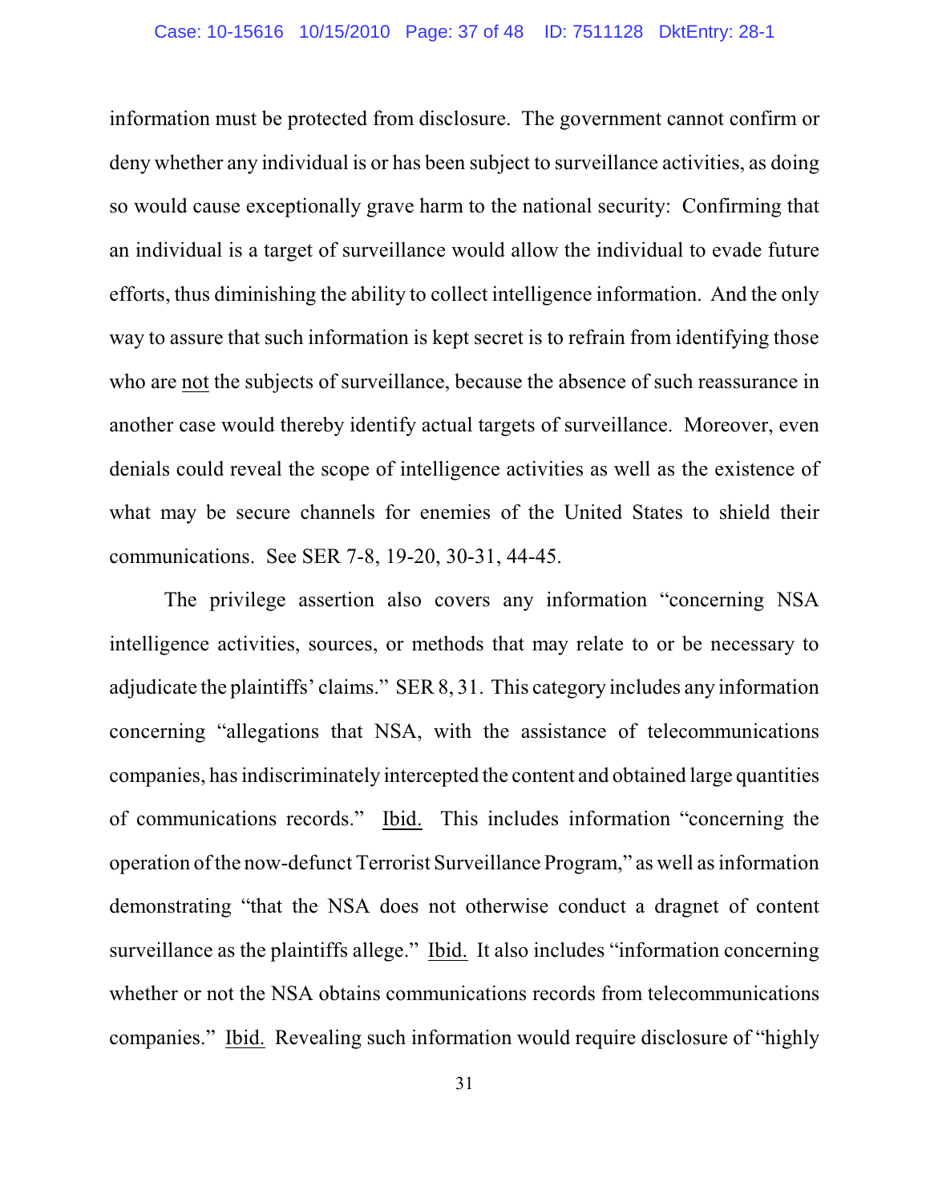information must be protected from disclosure. The government cannot confirm or deny whether any individual is or has been subject to surveillance activities, as doing so would cause exceptionally grave harm to the national security: Confirming that an individual is a target of surveillance would allow the individual to evade future efforts, thus diminishing the ability to collect intelligence information. And the only way to assure that such information is kept secret is to refrain from identifying those who are <u>not</u> the subjects of surveillance, because the absence of such reassurance in another case would thereby identify actual targets of surveillance. Moreover, even denials could reveal the scope of intelligence activities as well as the existence of what may be secure channels for enemies of the United States to shield their communications. See SER 7-8, 19-20, 30-31, 44-45.

The privilege assertion also covers any information "concerning NSA intelligence activities, sources, or methods that may relate to or be necessary to adjudicate the plaintiffs' claims." SER 8, 31. This category includes any information concerning "allegations that NSA, with the assistance of telecommunications companies, has indiscriminately intercepted the content and obtained large quantities of communications records." <u>Ibid.</u> This includes information "concerning the operation of the now-defunct Terrorist Surveillance Program," as well as information demonstrating "that the NSA does not otherwise conduct a dragnet of content surveillance as the plaintiffs allege." <u>Ibid.</u> It also includes "information concerning whether or not the NSA obtains communications records from telecommunications companies." <u>Ibid.</u> Revealing such information would require disclosure of "highly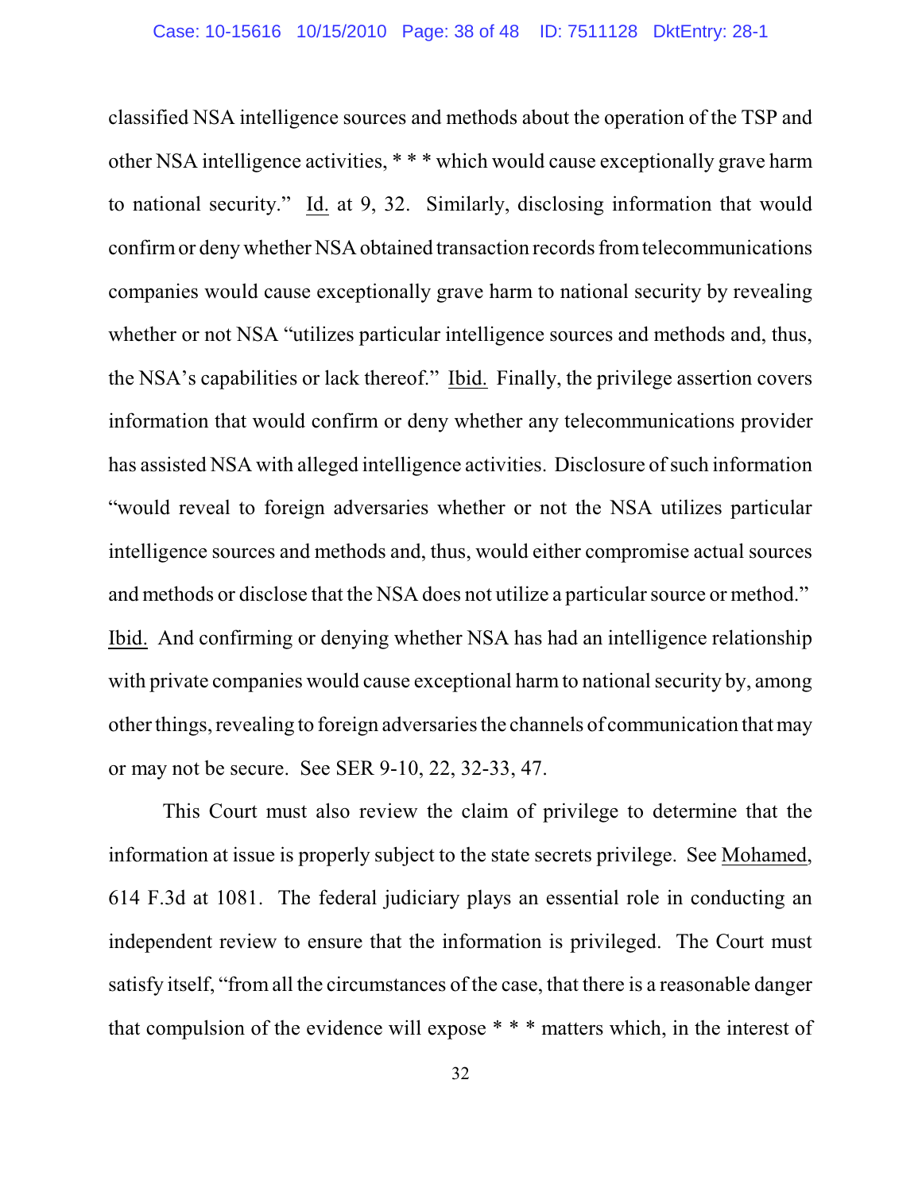classified NSA intelligence sources and methods about the operation of the TSP and other NSA intelligence activities, * * * which would cause exceptionally grave harm to national security." Id. at 9, 32. Similarly, disclosing information that would confirm or deny whether NSA obtained transaction records from telecommunications companies would cause exceptionally grave harm to national security by revealing whether or not NSA "utilizes particular intelligence sources and methods and, thus, the NSA's capabilities or lack thereof." Ibid. Finally, the privilege assertion covers information that would confirm or deny whether any telecommunications provider has assisted NSA with alleged intelligence activities. Disclosure of such information "would reveal to foreign adversaries whether or not the NSA utilizes particular intelligence sources and methods and, thus, would either compromise actual sources and methods or disclose that the NSA does not utilize a particular source or method." Ibid. And confirming or denying whether NSA has had an intelligence relationship with private companies would cause exceptional harm to national security by, among other things, revealing to foreign adversaries the channels of communication that may or may not be secure. See SER 9-10, 22, 32-33, 47.

This Court must also review the claim of privilege to determine that the information at issue is properly subject to the state secrets privilege. See Mohamed, 614 F.3d at 1081. The federal judiciary plays an essential role in conducting an independent review to ensure that the information is privileged. The Court must satisfy itself, "from all the circumstances of the case, that there is a reasonable danger that compulsion of the evidence will expose * * * matters which, in the interest of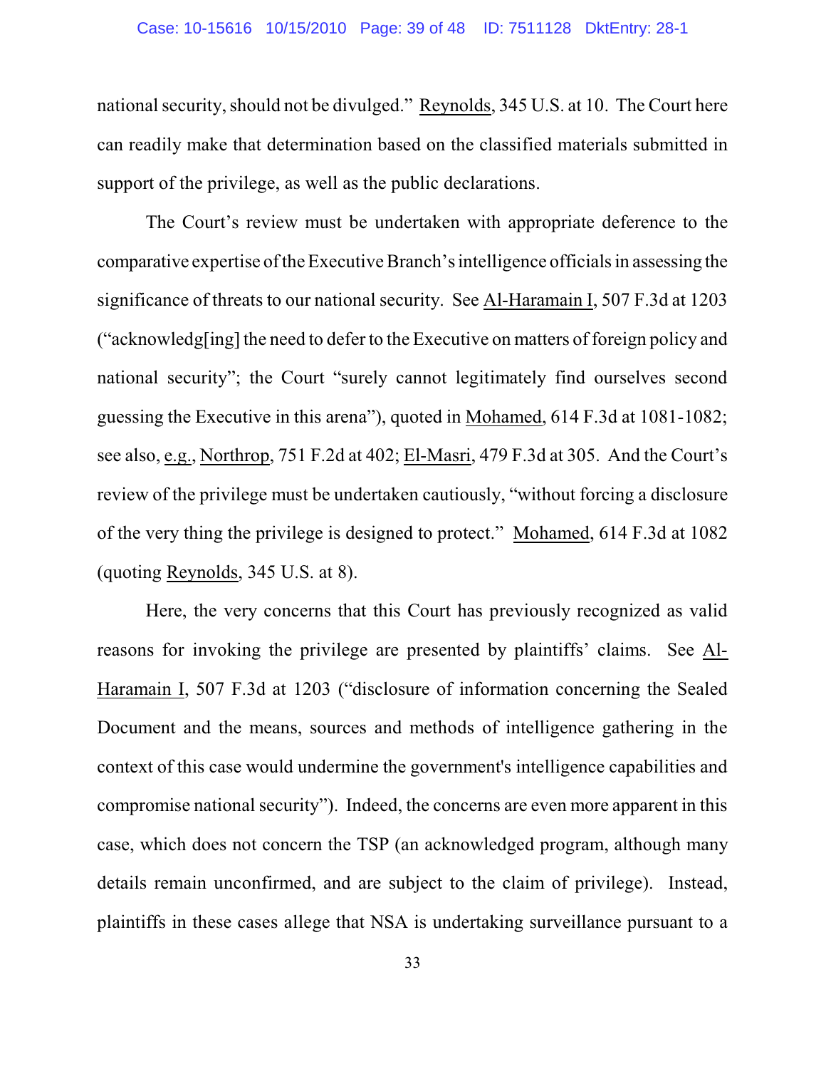national security, should not be divulged." Reynolds, 345 U.S. at 10. The Court here can readily make that determination based on the classified materials submitted in support of the privilege, as well as the public declarations.

The Court's review must be undertaken with appropriate deference to the comparative expertise of the Executive Branch's intelligence officials in assessing the significance of threats to our national security. See Al-Haramain I, 507 F.3d at 1203 ("acknowledg[ing] the need to defer to the Executive on matters of foreign policy and national security"; the Court "surely cannot legitimately find ourselves second guessing the Executive in this arena"), quoted in Mohamed, 614 F.3d at 1081-1082; see also, e.g., Northrop, 751 F.2d at 402; El-Masri, 479 F.3d at 305. And the Court's review of the privilege must be undertaken cautiously, "without forcing a disclosure of the very thing the privilege is designed to protect." Mohamed, 614 F.3d at 1082 (quoting Reynolds, 345 U.S. at 8).

Here, the very concerns that this Court has previously recognized as valid reasons for invoking the privilege are presented by plaintiffs' claims. See Al-Haramain I, 507 F.3d at 1203 ("disclosure of information concerning the Sealed Document and the means, sources and methods of intelligence gathering in the context of this case would undermine the government's intelligence capabilities and compromise national security"). Indeed, the concerns are even more apparent in this case, which does not concern the TSP (an acknowledged program, although many details remain unconfirmed, and are subject to the claim of privilege). Instead, plaintiffs in these cases allege that NSA is undertaking surveillance pursuant to a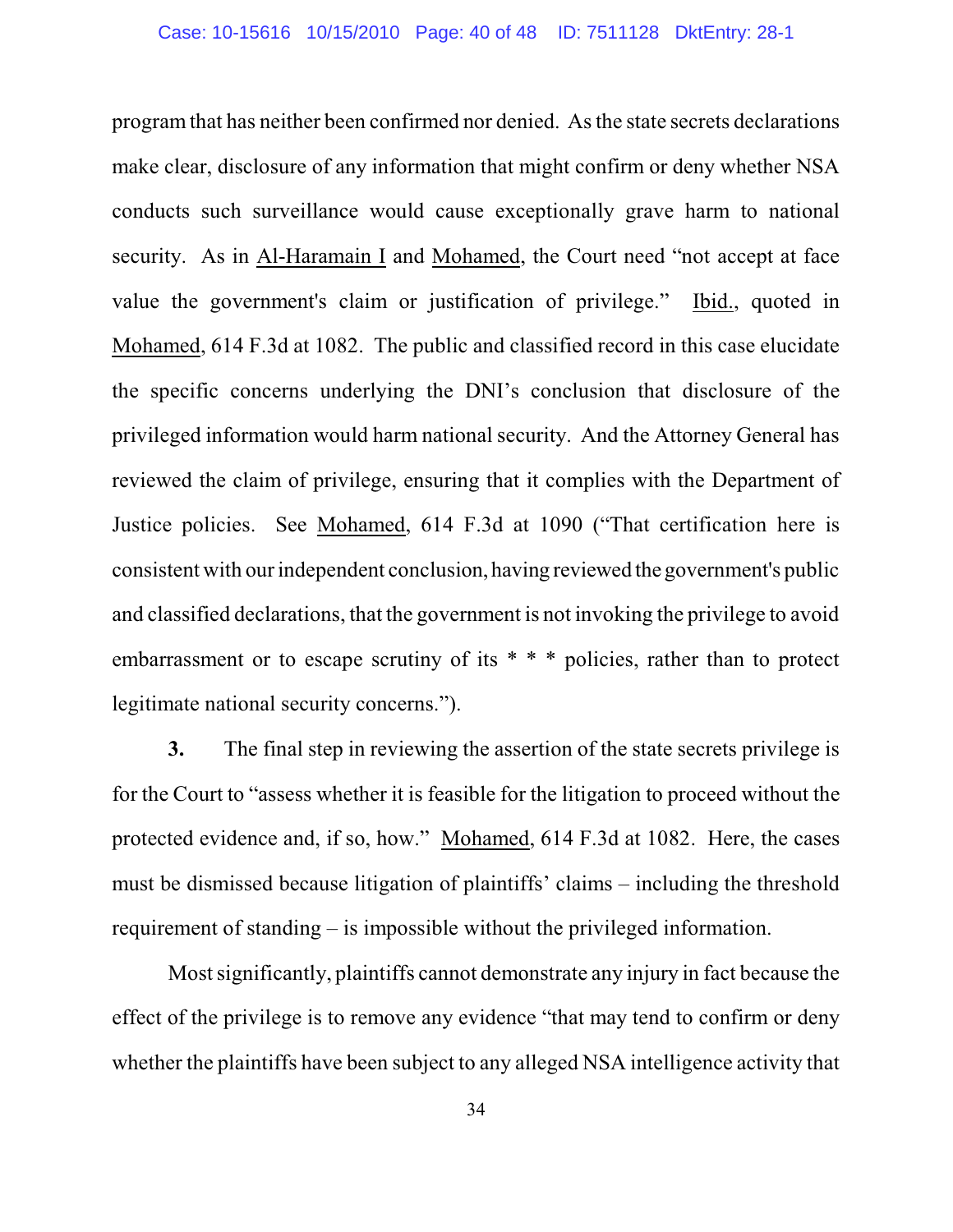program that has neither been confirmed nor denied. As the state secrets declarations make clear, disclosure of any information that might confirm or deny whether NSA conducts such surveillance would cause exceptionally grave harm to national security. As in Al-Haramain I and Mohamed, the Court need "not accept at face value the government's claim or justification of privilege." Ibid., quoted in Mohamed, 614 F.3d at 1082. The public and classified record in this case elucidate the specific concerns underlying the DNI's conclusion that disclosure of the privileged information would harm national security. And the Attorney General has reviewed the claim of privilege, ensuring that it complies with the Department of Justice policies. See Mohamed, 614 F.3d at 1090 ("That certification here is consistent with our independent conclusion, having reviewed the government's public and classified declarations, that the government is not invoking the privilege to avoid embarrassment or to escape scrutiny of its * * * policies, rather than to protect legitimate national security concerns.").

**3.** The final step in reviewing the assertion of the state secrets privilege is for the Court to "assess whether it is feasible for the litigation to proceed without the protected evidence and, if so, how." Mohamed, 614 F.3d at 1082. Here, the cases must be dismissed because litigation of plaintiffs' claims – including the threshold requirement of standing – is impossible without the privileged information.

Most significantly, plaintiffs cannot demonstrate any injury in fact because the effect of the privilege is to remove any evidence "that may tend to confirm or deny whether the plaintiffs have been subject to any alleged NSA intelligence activity that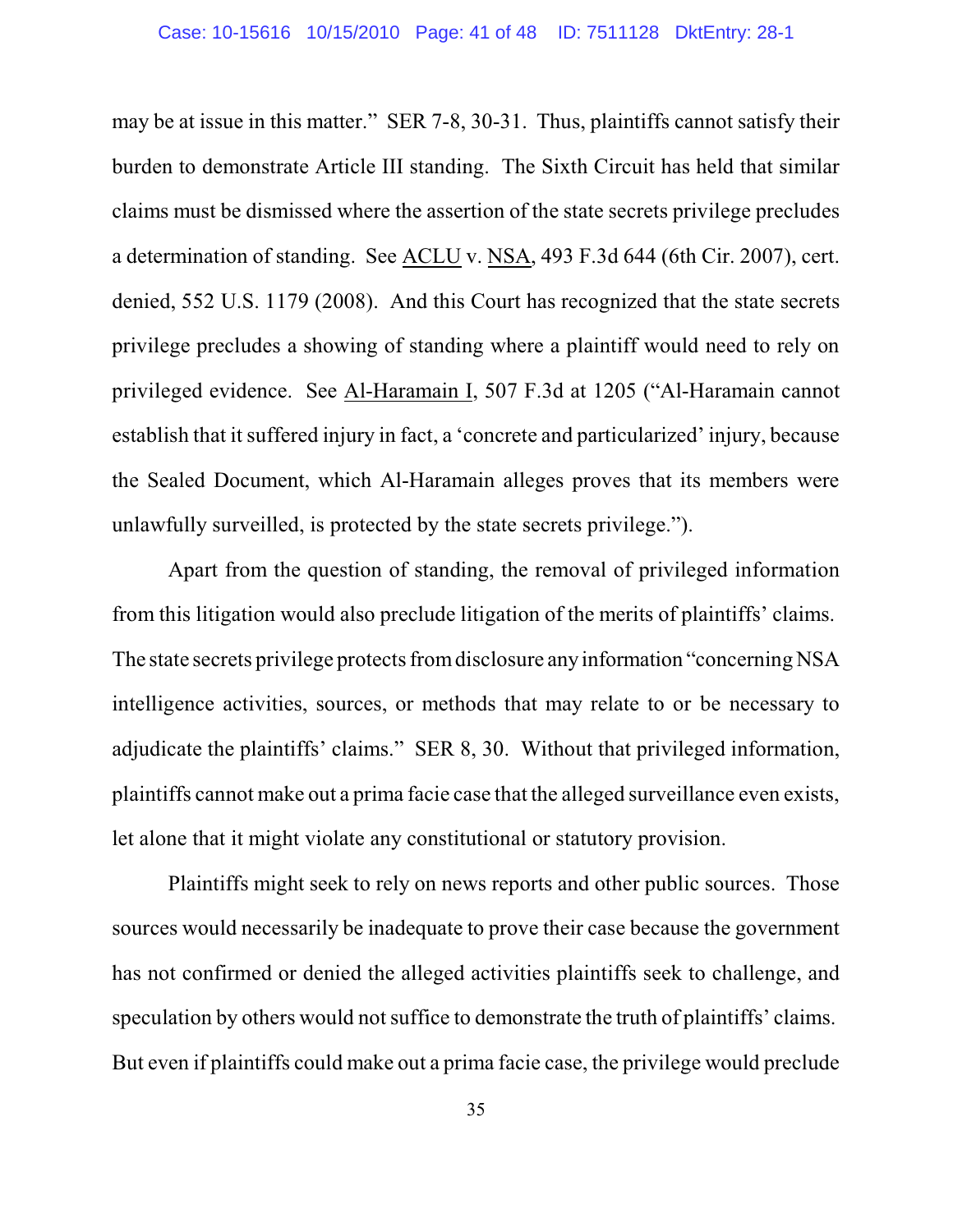may be at issue in this matter." SER 7-8, 30-31. Thus, plaintiffs cannot satisfy their burden to demonstrate Article III standing. The Sixth Circuit has held that similar claims must be dismissed where the assertion of the state secrets privilege precludes a determination of standing. See ACLU v. NSA, 493 F.3d 644 (6th Cir. 2007), cert. denied, 552 U.S. 1179 (2008). And this Court has recognized that the state secrets privilege precludes a showing of standing where a plaintiff would need to rely on privileged evidence. See Al-Haramain I, 507 F.3d at 1205 ("Al-Haramain cannot establish that it suffered injury in fact, a 'concrete and particularized' injury, because the Sealed Document, which Al-Haramain alleges proves that its members were unlawfully surveilled, is protected by the state secrets privilege.").

Apart from the question of standing, the removal of privileged information from this litigation would also preclude litigation of the merits of plaintiffs' claims. The state secrets privilege protects from disclosure any information "concerning NSA intelligence activities, sources, or methods that may relate to or be necessary to adjudicate the plaintiffs' claims." SER 8, 30. Without that privileged information, plaintiffs cannot make out a prima facie case that the alleged surveillance even exists, let alone that it might violate any constitutional or statutory provision.

Plaintiffs might seek to rely on news reports and other public sources. Those sources would necessarily be inadequate to prove their case because the government has not confirmed or denied the alleged activities plaintiffs seek to challenge, and speculation by others would not suffice to demonstrate the truth of plaintiffs' claims. But even if plaintiffs could make out a prima facie case, the privilege would preclude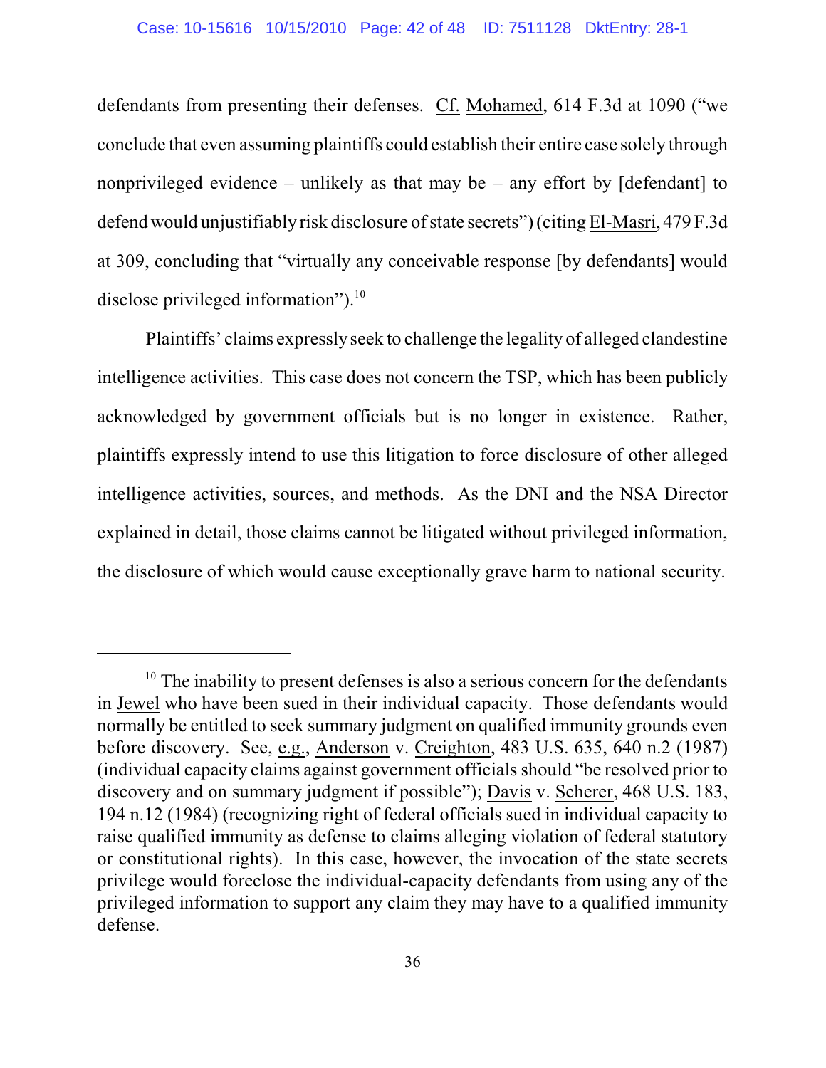defendants from presenting their defenses. Cf. Mohamed, 614 F.3d at 1090 ("we conclude that even assuming plaintiffs could establish their entire case solely through nonprivileged evidence – unlikely as that may be – any effort by [defendant] to defend would unjustifiably risk disclosure of state secrets") (citing El-Masri, 479 F.3d at 309, concluding that "virtually any conceivable response [by defendants] would disclose privileged information").[10]

Plaintiffs' claims expressly seek to challenge the legality of alleged clandestine intelligence activities. This case does not concern the TSP, which has been publicly acknowledged by government officials but is no longer in existence. Rather, plaintiffs expressly intend to use this litigation to force disclosure of other alleged intelligence activities, sources, and methods. As the DNI and the NSA Director explained in detail, those claims cannot be litigated without privileged information, the disclosure of which would cause exceptionally grave harm to national security.

---

[10] The inability to present defenses is also a serious concern for the defendants in Jewel who have been sued in their individual capacity. Those defendants would normally be entitled to seek summary judgment on qualified immunity grounds even before discovery. See, e.g., Anderson v. Creighton, 483 U.S. 635, 640 n.2 (1987) (individual capacity claims against government officials should "be resolved prior to discovery and on summary judgment if possible"); Davis v. Scherer, 468 U.S. 183, 194 n.12 (1984) (recognizing right of federal officials sued in individual capacity to raise qualified immunity as defense to claims alleging violation of federal statutory or constitutional rights). In this case, however, the invocation of the state secrets privilege would foreclose the individual-capacity defendants from using any of the privileged information to support any claim they may have to a qualified immunity defense.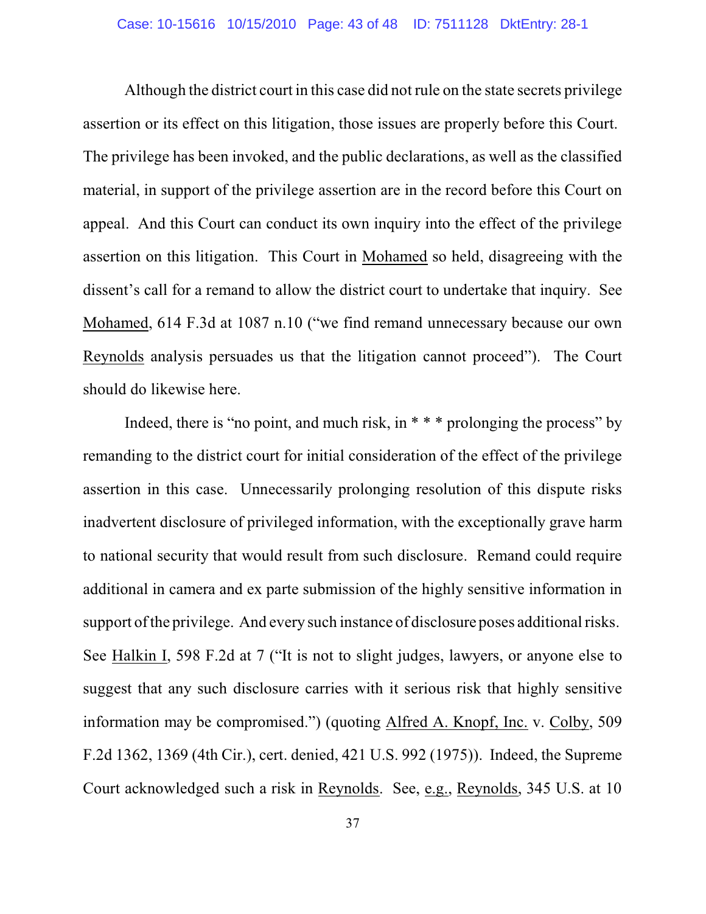Although the district court in this case did not rule on the state secrets privilege assertion or its effect on this litigation, those issues are properly before this Court. The privilege has been invoked, and the public declarations, as well as the classified material, in support of the privilege assertion are in the record before this Court on appeal. And this Court can conduct its own inquiry into the effect of the privilege assertion on this litigation. This Court in Mohamed so held, disagreeing with the dissent's call for a remand to allow the district court to undertake that inquiry. See Mohamed, 614 F.3d at 1087 n.10 ("we find remand unnecessary because our own Reynolds analysis persuades us that the litigation cannot proceed"). The Court should do likewise here.

Indeed, there is "no point, and much risk, in * * * prolonging the process" by remanding to the district court for initial consideration of the effect of the privilege assertion in this case. Unnecessarily prolonging resolution of this dispute risks inadvertent disclosure of privileged information, with the exceptionally grave harm to national security that would result from such disclosure. Remand could require additional in camera and ex parte submission of the highly sensitive information in support of the privilege. And every such instance of disclosure poses additional risks. See Halkin I, 598 F.2d at 7 ("It is not to slight judges, lawyers, or anyone else to suggest that any such disclosure carries with it serious risk that highly sensitive information may be compromised.") (quoting Alfred A. Knopf, Inc. v. Colby, 509 F.2d 1362, 1369 (4th Cir.), cert. denied, 421 U.S. 992 (1975)). Indeed, the Supreme Court acknowledged such a risk in Reynolds. See, e.g., Reynolds, 345 U.S. at 10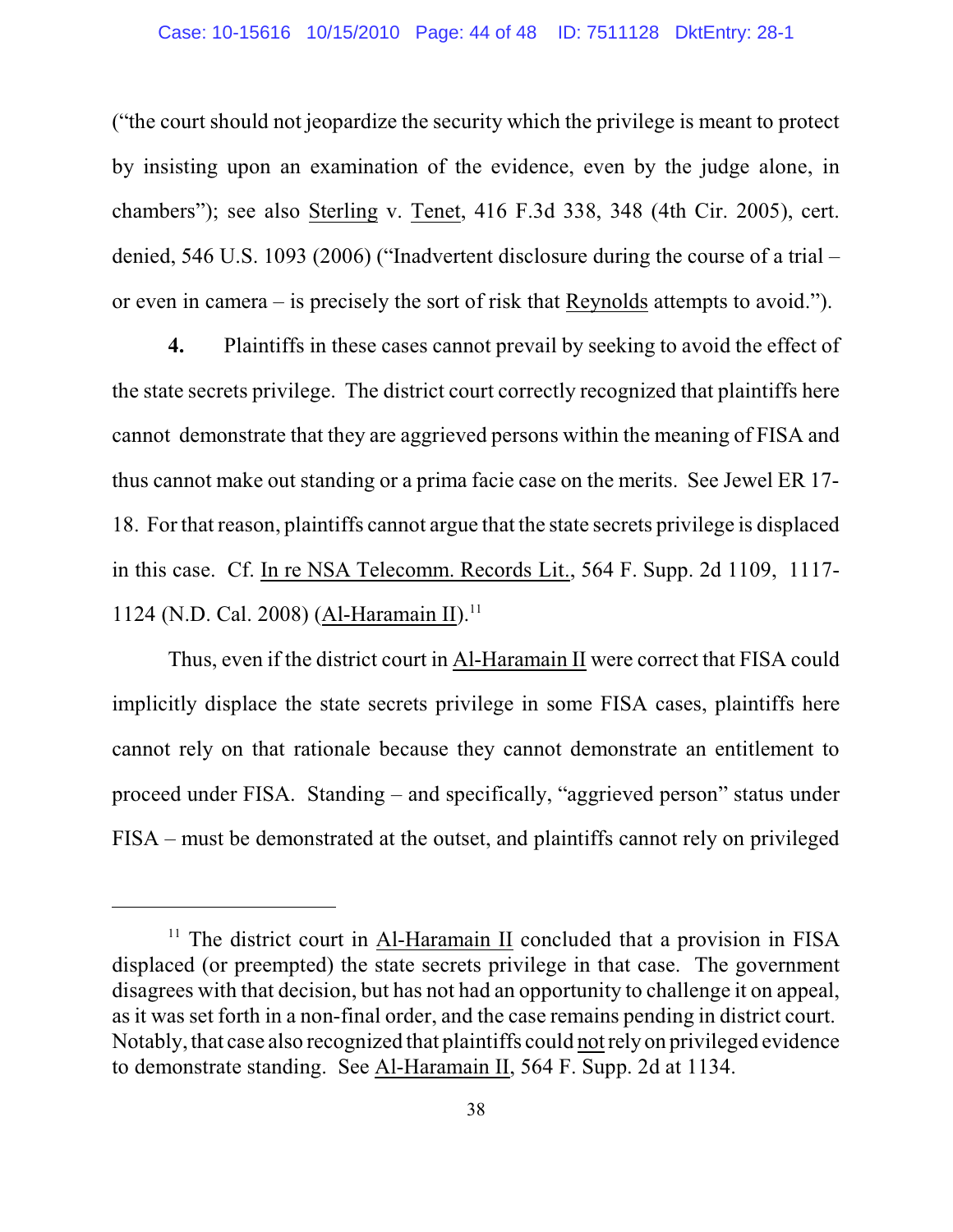("the court should not jeopardize the security which the privilege is meant to protect by insisting upon an examination of the evidence, even by the judge alone, in chambers"); see also Sterling v. Tenet, 416 F.3d 338, 348 (4th Cir. 2005), cert. denied, 546 U.S. 1093 (2006) ("Inadvertent disclosure during the course of a trial – or even in camera – is precisely the sort of risk that Reynolds attempts to avoid.").

**4.** Plaintiffs in these cases cannot prevail by seeking to avoid the effect of the state secrets privilege. The district court correctly recognized that plaintiffs here cannot demonstrate that they are aggrieved persons within the meaning of FISA and thus cannot make out standing or a prima facie case on the merits. See Jewel ER 17-18. For that reason, plaintiffs cannot argue that the state secrets privilege is displaced in this case. Cf. In re NSA Telecomm. Records Lit., 564 F. Supp. 2d 1109, 1117-1124 (N.D. Cal. 2008) (Al-Haramain II).[11]

Thus, even if the district court in Al-Haramain II were correct that FISA could implicitly displace the state secrets privilege in some FISA cases, plaintiffs here cannot rely on that rationale because they cannot demonstrate an entitlement to proceed under FISA. Standing – and specifically, "aggrieved person" status under FISA – must be demonstrated at the outset, and plaintiffs cannot rely on privileged

---

[11] The district court in Al-Haramain II concluded that a provision in FISA displaced (or preempted) the state secrets privilege in that case. The government disagrees with that decision, but has not had an opportunity to challenge it on appeal, as it was set forth in a non-final order, and the case remains pending in district court. Notably, that case also recognized that plaintiffs could not rely on privileged evidence to demonstrate standing. See Al-Haramain II, 564 F. Supp. 2d at 1134.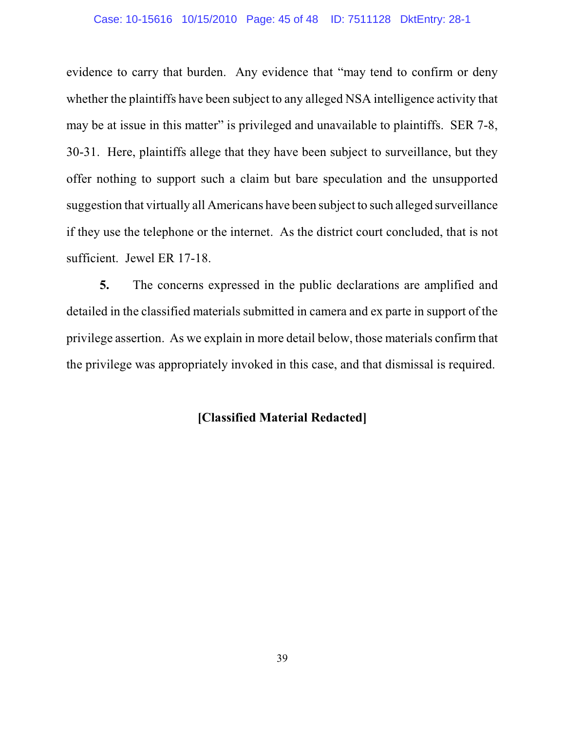evidence to carry that burden. Any evidence that "may tend to confirm or deny whether the plaintiffs have been subject to any alleged NSA intelligence activity that may be at issue in this matter" is privileged and unavailable to plaintiffs. SER 7-8, 30-31. Here, plaintiffs allege that they have been subject to surveillance, but they offer nothing to support such a claim but bare speculation and the unsupported suggestion that virtually all Americans have been subject to such alleged surveillance if they use the telephone or the internet. As the district court concluded, that is not sufficient. Jewel ER 17-18.

**5.** The concerns expressed in the public declarations are amplified and detailed in the classified materials submitted in camera and ex parte in support of the privilege assertion. As we explain in more detail below, those materials confirm that the privilege was appropriately invoked in this case, and that dismissal is required.

**[Classified Material Redacted]**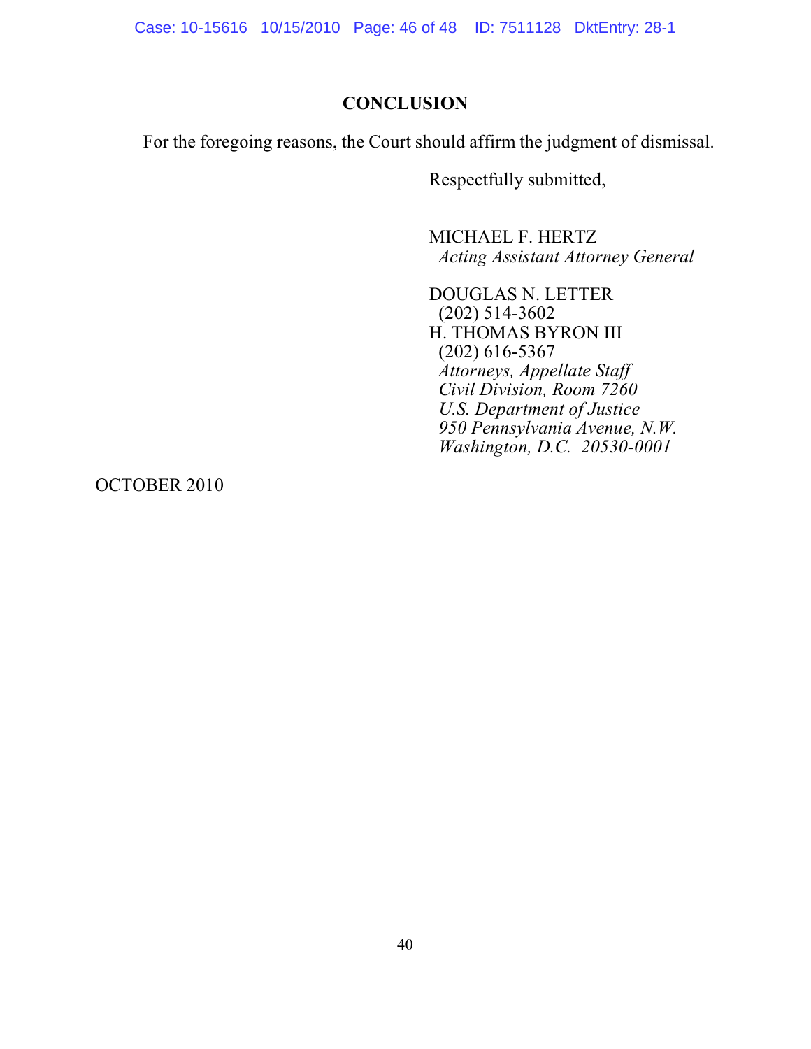## CONCLUSION

For the foregoing reasons, the Court should affirm the judgment of dismissal.

Respectfully submitted,

MICHAEL F. HERTZ
*Acting Assistant Attorney General*

DOUGLAS N. LETTER
(202) 514-3602
H. THOMAS BYRON III
(202) 616-5367
*Attorneys, Appellate Staff*
*Civil Division, Room 7260*
*U.S. Department of Justice*
*950 Pennsylvania Avenue, N.W.*
*Washington, D.C. 20530-0001*

OCTOBER 2010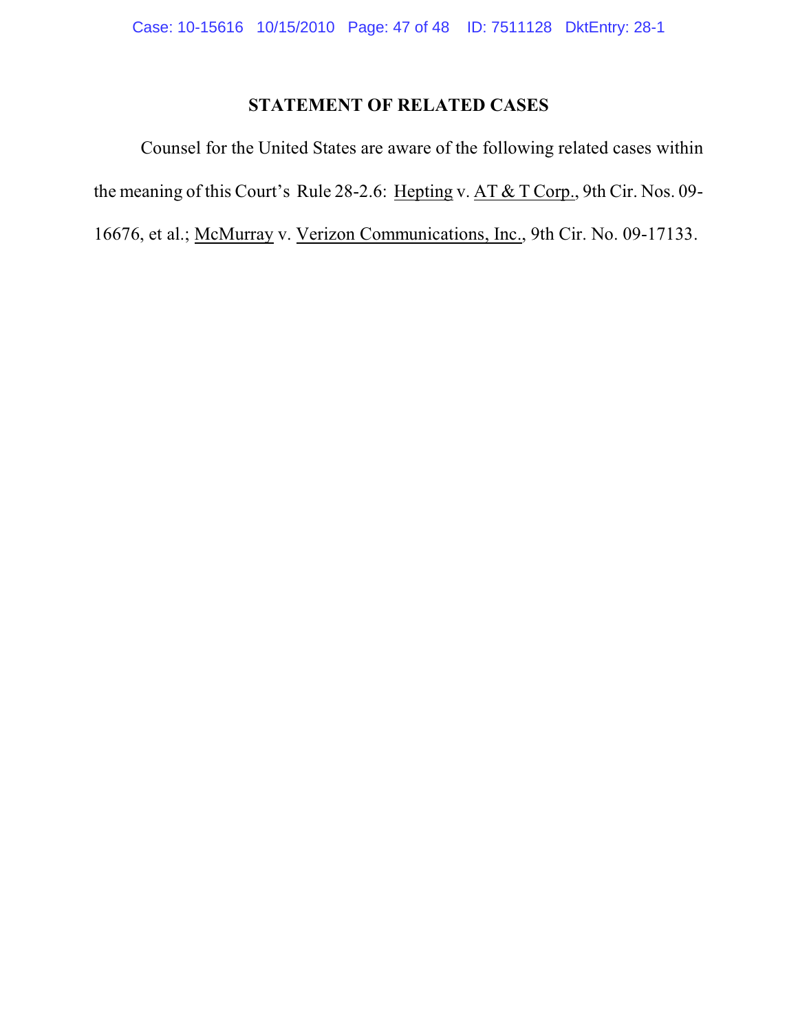# STATEMENT OF RELATED CASES

Counsel for the United States are aware of the following related cases within the meaning of this Court's Rule 28-2.6: Hepting v. AT & T Corp., 9th Cir. Nos. 09-16676, et al.; McMurray v. Verizon Communications, Inc., 9th Cir. No. 09-17133.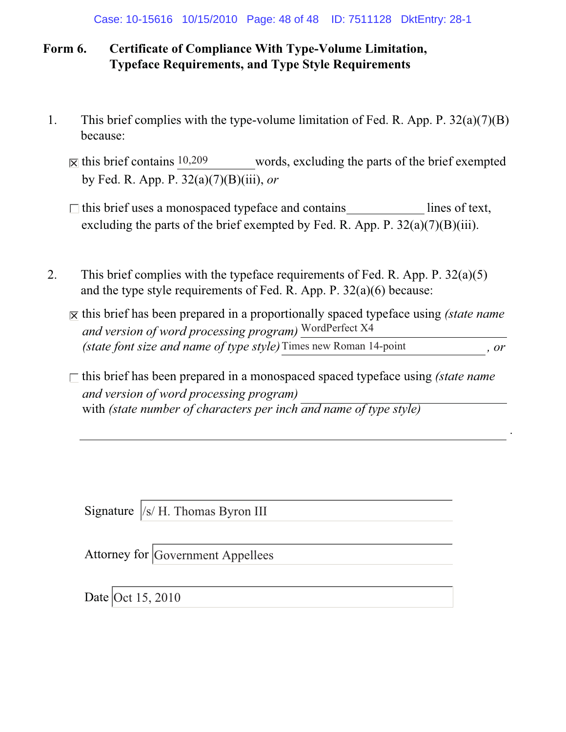**Form 6. Certificate of Compliance With Type-Volume Limitation, Typeface Requirements, and Type Style Requirements**

1. This brief complies with the type-volume limitation of Fed. R. App. P. 32(a)(7)(B) because:

   ☒ this brief contains 10,209 words, excluding the parts of the brief exempted by Fed. R. App. P. 32(a)(7)(B)(iii), *or*

   ☐ this brief uses a monospaced typeface and contains ____________ lines of text, excluding the parts of the brief exempted by Fed. R. App. P. 32(a)(7)(B)(iii).

2. This brief complies with the typeface requirements of Fed. R. App. P. 32(a)(5) and the type style requirements of Fed. R. App. P. 32(a)(6) because:

   ☒ this brief has been prepared in a proportionally spaced typeface using *(state name and version of word processing program)* WordPerfect X4 *(state font size and name of type style)* Times new Roman 14-point *, or*

   ☐ this brief has been prepared in a monospaced spaced typeface using *(state name and version of word processing program)* ____________ with *(state number of characters per inch and name of type style)* ____________ .

Signature /s/ H. Thomas Byron III

Attorney for Government Appellees

Date Oct 15, 2010